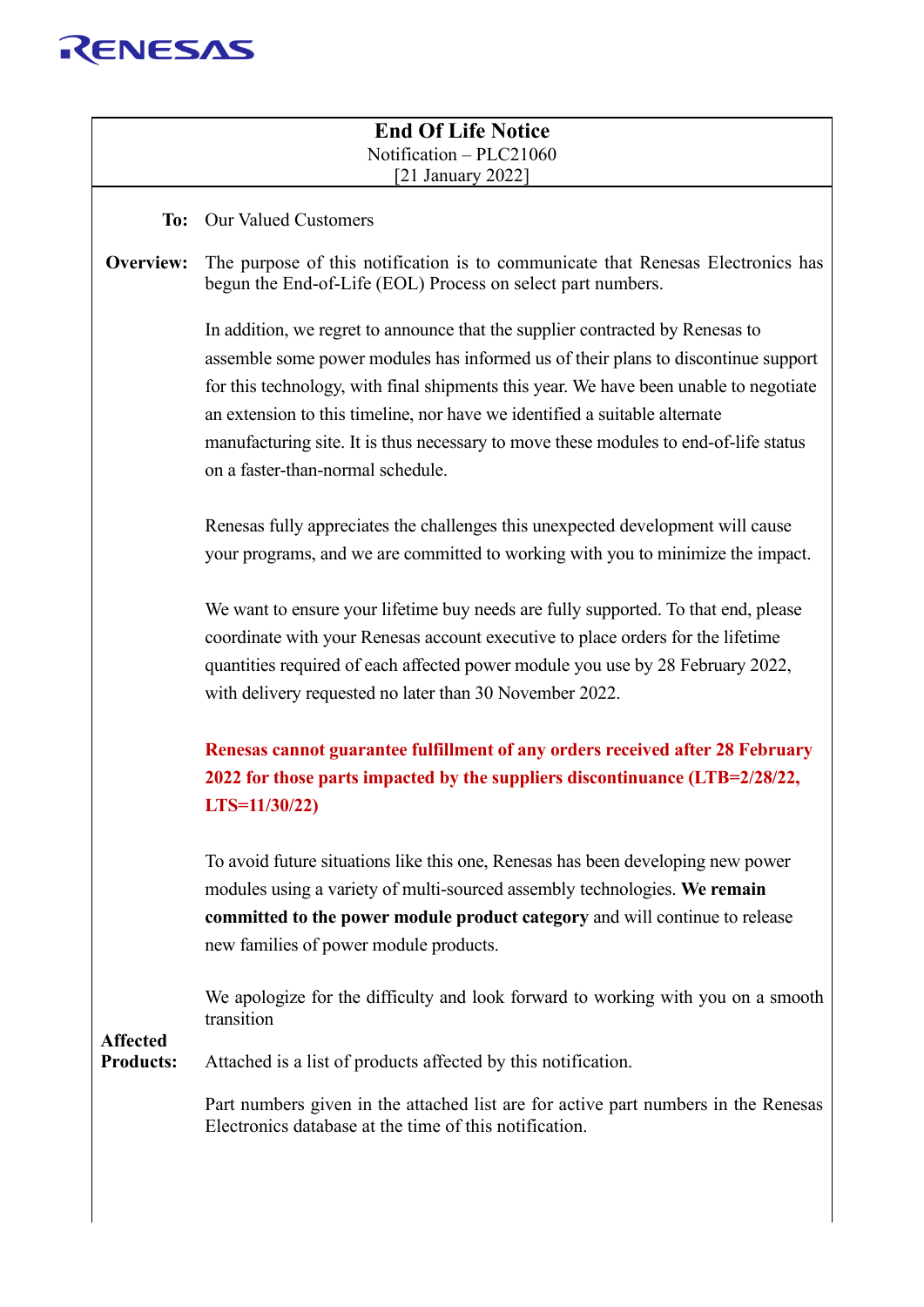RENESAS

# End Of Life Notice

Notification – PLC21060

[21 January 2022]

**To:** Our Valued Customers

**Overview:** The purpose of this notification is to communicate that Renesas Electronics has begun the End-of-Life (EOL) Process on select part numbers.

In addition, we regret to announce that the supplier contracted by Renesas to assemble some power modules has informed us of their plans to discontinue support for this technology, with final shipments this year. We have been unable to negotiate an extension to this timeline, nor have we identified a suitable alternate manufacturing site. It is thus necessary to move these modules to end-of-life status on a faster-than-normal schedule.

Renesas fully appreciates the challenges this unexpected development will cause your programs, and we are committed to working with you to minimize the impact.

We want to ensure your lifetime buy needs are fully supported. To that end, please coordinate with your Renesas account executive to place orders for the lifetime quantities required of each affected power module you use by 28 February 2022, with delivery requested no later than 30 November 2022.

**Renesas cannot guarantee fulfillment of any orders received after 28 February 2022 for those parts impacted by the suppliers discontinuance (LTB=2/28/22, LTS=11/30/22)**

To avoid future situations like this one, Renesas has been developing new power modules using a variety of multi-sourced assembly technologies. **We remain committed to the power module product category** and will continue to release new families of power module products.

We apologize for the difficulty and look forward to working with you on a smooth transition

**Affected Products:** Attached is a list of products affected by this notification.

Part numbers given in the attached list are for active part numbers in the Renesas Electronics database at the time of this notification.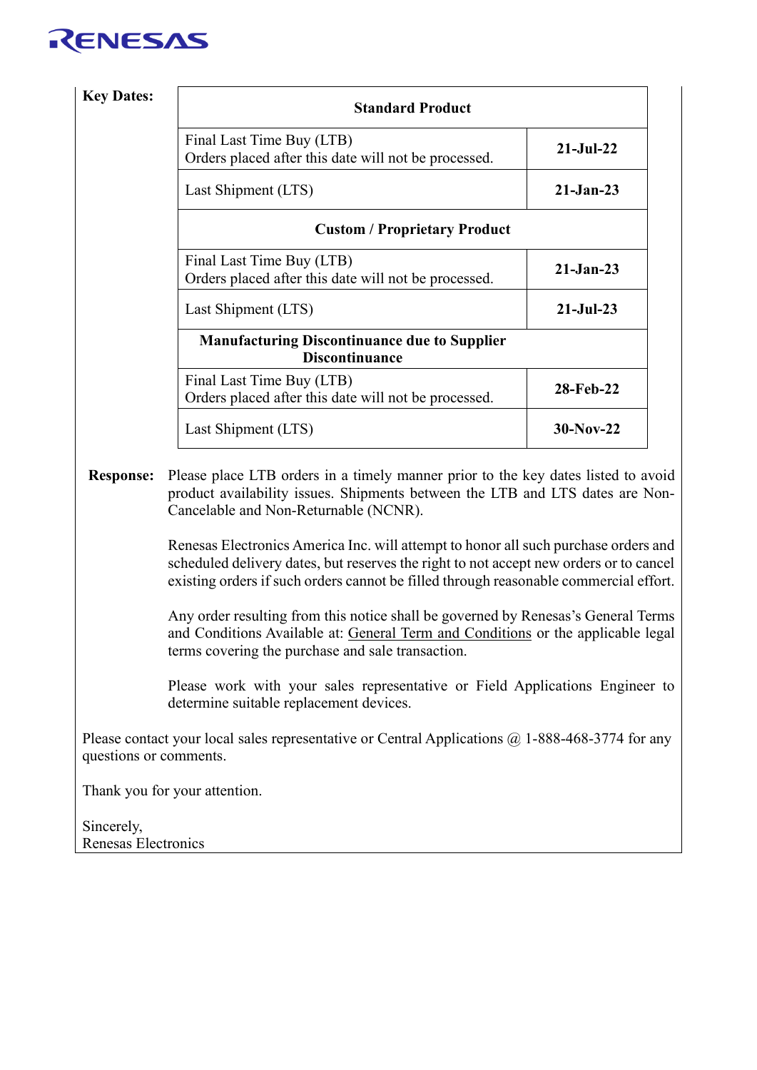**Key Dates:**

| Standard Product | |
|---|---|
| Final Last Time Buy (LTB)<br>Orders placed after this date will not be processed. | **21-Jul-22** |
| Last Shipment (LTS) | **21-Jan-23** |
| **Custom / Proprietary Product** | |
| Final Last Time Buy (LTB)<br>Orders placed after this date will not be processed. | **21-Jan-23** |
| Last Shipment (LTS) | **21-Jul-23** |
| **Manufacturing Discontinuance due to Supplier Discontinuance** | |
| Final Last Time Buy (LTB)<br>Orders placed after this date will not be processed. | **28-Feb-22** |
| Last Shipment (LTS) | **30-Nov-22** |

**Response:** Please place LTB orders in a timely manner prior to the key dates listed to avoid product availability issues. Shipments between the LTB and LTS dates are Non-Cancelable and Non-Returnable (NCNR).

Renesas Electronics America Inc. will attempt to honor all such purchase orders and scheduled delivery dates, but reserves the right to not accept new orders or to cancel existing orders if such orders cannot be filled through reasonable commercial effort.

Any order resulting from this notice shall be governed by Renesas's General Terms and Conditions Available at: General Term and Conditions or the applicable legal terms covering the purchase and sale transaction.

Please work with your sales representative or Field Applications Engineer to determine suitable replacement devices.

Please contact your local sales representative or Central Applications @ 1-888-468-3774 for any questions or comments.

Thank you for your attention.

Sincerely,
Renesas Electronics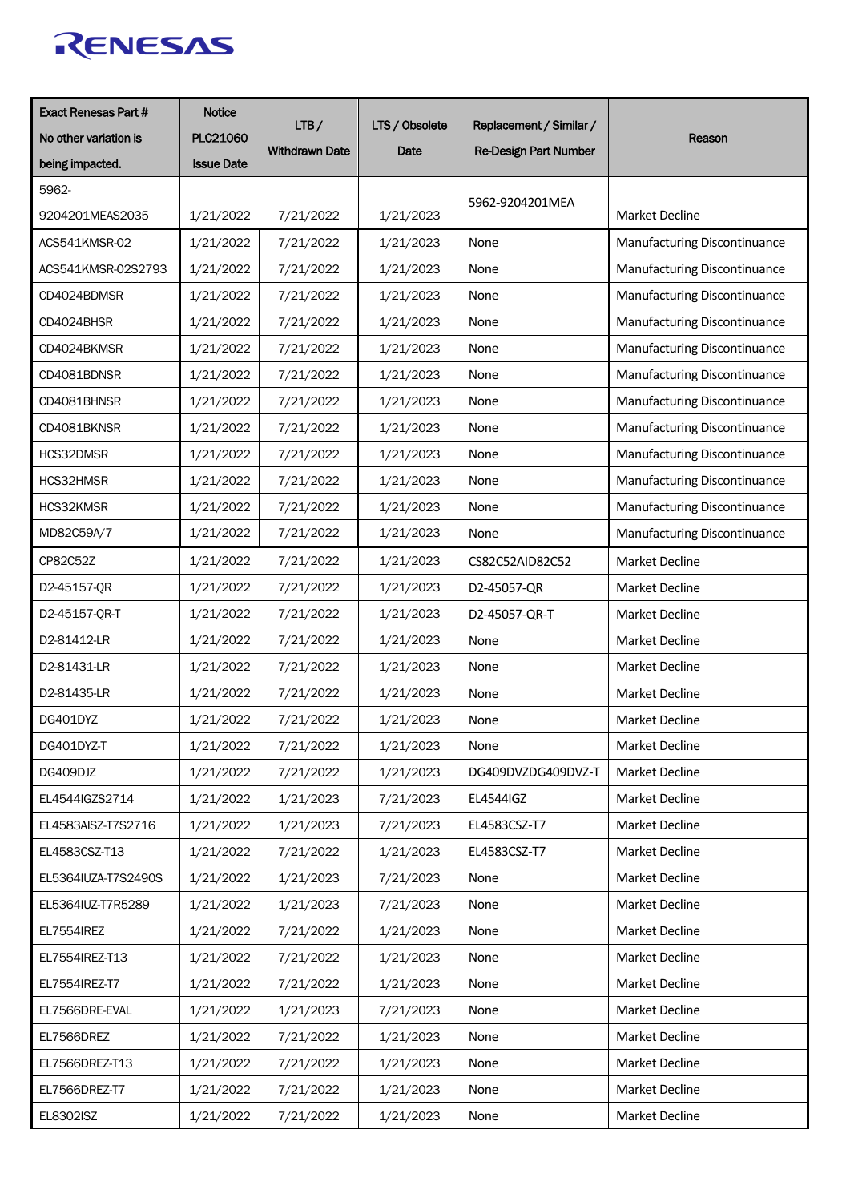| Exact Renesas Part # No other variation is being impacted. | Notice PLC21060 Issue Date | LTB / Withdrawn Date | LTS / Obsolete Date | Replacement / Similar / Re-Design Part Number | Reason |
|---|---|---|---|---|---|
| 5962-9204201MEAS2035 | 1/21/2022 | 7/21/2022 | 1/21/2023 | 5962-9204201MEA | Market Decline |
| ACS541KMSR-02 | 1/21/2022 | 7/21/2022 | 1/21/2023 | None | Manufacturing Discontinuance |
| ACS541KMSR-02S2793 | 1/21/2022 | 7/21/2022 | 1/21/2023 | None | Manufacturing Discontinuance |
| CD4024BDMSR | 1/21/2022 | 7/21/2022 | 1/21/2023 | None | Manufacturing Discontinuance |
| CD4024BHSR | 1/21/2022 | 7/21/2022 | 1/21/2023 | None | Manufacturing Discontinuance |
| CD4024BKMSR | 1/21/2022 | 7/21/2022 | 1/21/2023 | None | Manufacturing Discontinuance |
| CD4081BDNSR | 1/21/2022 | 7/21/2022 | 1/21/2023 | None | Manufacturing Discontinuance |
| CD4081BHNSR | 1/21/2022 | 7/21/2022 | 1/21/2023 | None | Manufacturing Discontinuance |
| CD4081BKNSR | 1/21/2022 | 7/21/2022 | 1/21/2023 | None | Manufacturing Discontinuance |
| HCS32DMSR | 1/21/2022 | 7/21/2022 | 1/21/2023 | None | Manufacturing Discontinuance |
| HCS32HMSR | 1/21/2022 | 7/21/2022 | 1/21/2023 | None | Manufacturing Discontinuance |
| HCS32KMSR | 1/21/2022 | 7/21/2022 | 1/21/2023 | None | Manufacturing Discontinuance |
| MD82C59A/7 | 1/21/2022 | 7/21/2022 | 1/21/2023 | None | Manufacturing Discontinuance |
| CP82C52Z | 1/21/2022 | 7/21/2022 | 1/21/2023 | CS82C52AID82C52 | Market Decline |
| D2-45157-QR | 1/21/2022 | 7/21/2022 | 1/21/2023 | D2-45057-QR | Market Decline |
| D2-45157-QR-T | 1/21/2022 | 7/21/2022 | 1/21/2023 | D2-45057-QR-T | Market Decline |
| D2-81412-LR | 1/21/2022 | 7/21/2022 | 1/21/2023 | None | Market Decline |
| D2-81431-LR | 1/21/2022 | 7/21/2022 | 1/21/2023 | None | Market Decline |
| D2-81435-LR | 1/21/2022 | 7/21/2022 | 1/21/2023 | None | Market Decline |
| DG401DYZ | 1/21/2022 | 7/21/2022 | 1/21/2023 | None | Market Decline |
| DG401DYZ-T | 1/21/2022 | 7/21/2022 | 1/21/2023 | None | Market Decline |
| DG409DJZ | 1/21/2022 | 7/21/2022 | 1/21/2023 | DG409DVZDG409DVZ-T | Market Decline |
| EL4544IGZS2714 | 1/21/2022 | 1/21/2023 | 7/21/2023 | EL4544IGZ | Market Decline |
| EL4583AISZ-T7S2716 | 1/21/2022 | 1/21/2023 | 7/21/2023 | EL4583CSZ-T7 | Market Decline |
| EL4583CSZ-T13 | 1/21/2022 | 7/21/2022 | 1/21/2023 | EL4583CSZ-T7 | Market Decline |
| EL5364IUZA-T7S2490S | 1/21/2022 | 1/21/2023 | 7/21/2023 | None | Market Decline |
| EL5364IUZ-T7R5289 | 1/21/2022 | 1/21/2023 | 7/21/2023 | None | Market Decline |
| EL7554IREZ | 1/21/2022 | 7/21/2022 | 1/21/2023 | None | Market Decline |
| EL7554IREZ-T13 | 1/21/2022 | 7/21/2022 | 1/21/2023 | None | Market Decline |
| EL7554IREZ-T7 | 1/21/2022 | 7/21/2022 | 1/21/2023 | None | Market Decline |
| EL7566DRE-EVAL | 1/21/2022 | 1/21/2023 | 7/21/2023 | None | Market Decline |
| EL7566DREZ | 1/21/2022 | 7/21/2022 | 1/21/2023 | None | Market Decline |
| EL7566DREZ-T13 | 1/21/2022 | 7/21/2022 | 1/21/2023 | None | Market Decline |
| EL7566DREZ-T7 | 1/21/2022 | 7/21/2022 | 1/21/2023 | None | Market Decline |
| EL8302ISZ | 1/21/2022 | 7/21/2022 | 1/21/2023 | None | Market Decline |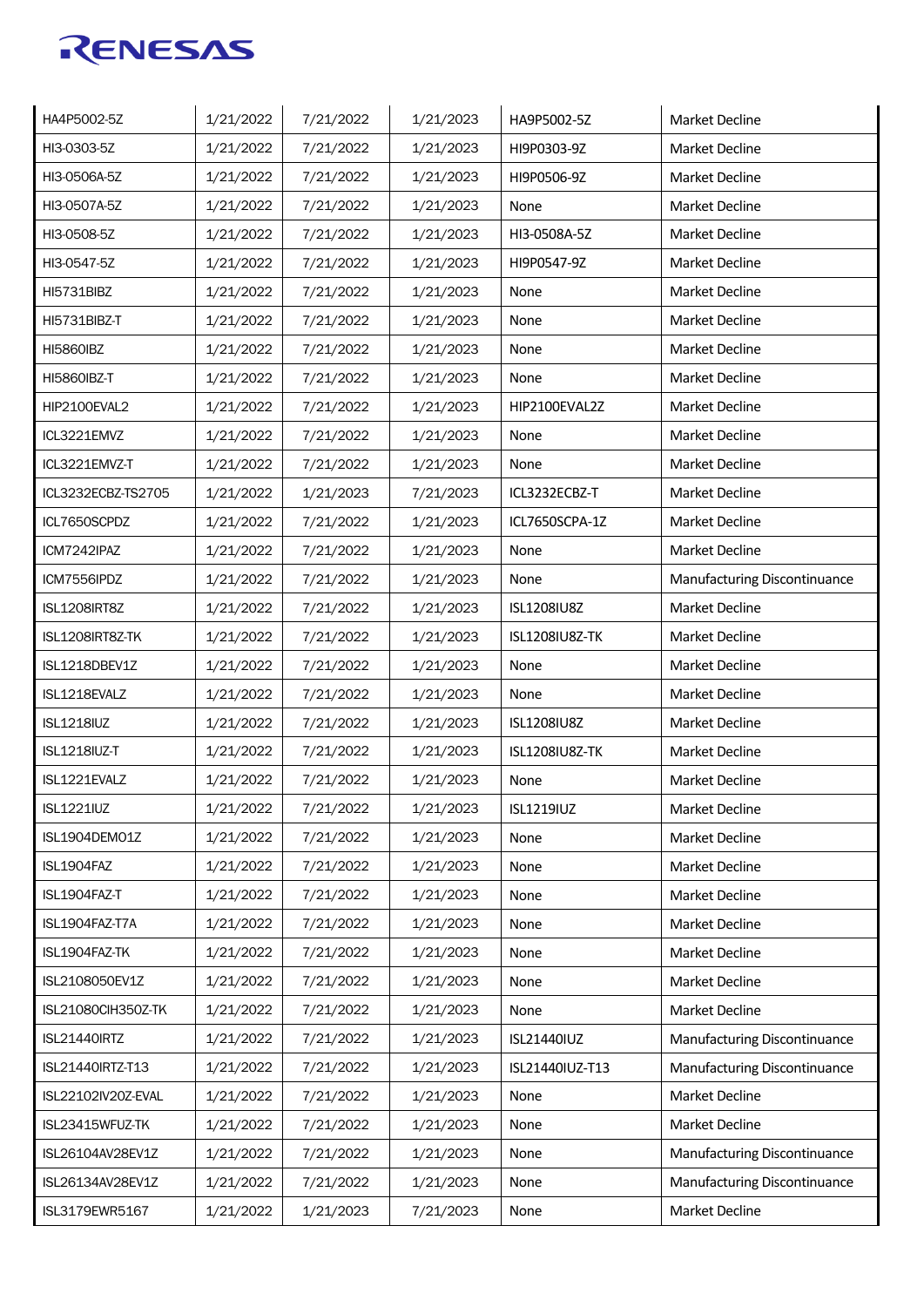| | | | | | |
|---|---|---|---|---|---|
| HA4P5002-5Z | 1/21/2022 | 7/21/2022 | 1/21/2023 | HA9P5002-5Z | Market Decline |
| HI3-0303-5Z | 1/21/2022 | 7/21/2022 | 1/21/2023 | HI9P0303-9Z | Market Decline |
| HI3-0506A-5Z | 1/21/2022 | 7/21/2022 | 1/21/2023 | HI9P0506-9Z | Market Decline |
| HI3-0507A-5Z | 1/21/2022 | 7/21/2022 | 1/21/2023 | None | Market Decline |
| HI3-0508-5Z | 1/21/2022 | 7/21/2022 | 1/21/2023 | HI3-0508A-5Z | Market Decline |
| HI3-0547-5Z | 1/21/2022 | 7/21/2022 | 1/21/2023 | HI9P0547-9Z | Market Decline |
| HI5731BIBZ | 1/21/2022 | 7/21/2022 | 1/21/2023 | None | Market Decline |
| HI5731BIBZ-T | 1/21/2022 | 7/21/2022 | 1/21/2023 | None | Market Decline |
| HI5860IBZ | 1/21/2022 | 7/21/2022 | 1/21/2023 | None | Market Decline |
| HI5860IBZ-T | 1/21/2022 | 7/21/2022 | 1/21/2023 | None | Market Decline |
| HIP2100EVAL2 | 1/21/2022 | 7/21/2022 | 1/21/2023 | HIP2100EVAL2Z | Market Decline |
| ICL3221EMVZ | 1/21/2022 | 7/21/2022 | 1/21/2023 | None | Market Decline |
| ICL3221EMVZ-T | 1/21/2022 | 7/21/2022 | 1/21/2023 | None | Market Decline |
| ICL3232ECBZ-TS2705 | 1/21/2022 | 1/21/2023 | 7/21/2023 | ICL3232ECBZ-T | Market Decline |
| ICL7650SCPDZ | 1/21/2022 | 7/21/2022 | 1/21/2023 | ICL7650SCPA-1Z | Market Decline |
| ICM7242IPAZ | 1/21/2022 | 7/21/2022 | 1/21/2023 | None | Market Decline |
| ICM7556IPDZ | 1/21/2022 | 7/21/2022 | 1/21/2023 | None | Manufacturing Discontinuance |
| ISL1208IRT8Z | 1/21/2022 | 7/21/2022 | 1/21/2023 | ISL1208IU8Z | Market Decline |
| ISL1208IRT8Z-TK | 1/21/2022 | 7/21/2022 | 1/21/2023 | ISL1208IU8Z-TK | Market Decline |
| ISL1218DBEV1Z | 1/21/2022 | 7/21/2022 | 1/21/2023 | None | Market Decline |
| ISL1218EVALZ | 1/21/2022 | 7/21/2022 | 1/21/2023 | None | Market Decline |
| ISL1218IUZ | 1/21/2022 | 7/21/2022 | 1/21/2023 | ISL1208IU8Z | Market Decline |
| ISL1218IUZ-T | 1/21/2022 | 7/21/2022 | 1/21/2023 | ISL1208IU8Z-TK | Market Decline |
| ISL1221EVALZ | 1/21/2022 | 7/21/2022 | 1/21/2023 | None | Market Decline |
| ISL1221IUZ | 1/21/2022 | 7/21/2022 | 1/21/2023 | ISL1219IUZ | Market Decline |
| ISL1904DEM01Z | 1/21/2022 | 7/21/2022 | 1/21/2023 | None | Market Decline |
| ISL1904FAZ | 1/21/2022 | 7/21/2022 | 1/21/2023 | None | Market Decline |
| ISL1904FAZ-T | 1/21/2022 | 7/21/2022 | 1/21/2023 | None | Market Decline |
| ISL1904FAZ-T7A | 1/21/2022 | 7/21/2022 | 1/21/2023 | None | Market Decline |
| ISL1904FAZ-TK | 1/21/2022 | 7/21/2022 | 1/21/2023 | None | Market Decline |
| ISL2108050EV1Z | 1/21/2022 | 7/21/2022 | 1/21/2023 | None | Market Decline |
| ISL21080CIH350Z-TK | 1/21/2022 | 7/21/2022 | 1/21/2023 | None | Market Decline |
| ISL21440IRTZ | 1/21/2022 | 7/21/2022 | 1/21/2023 | ISL21440IUZ | Manufacturing Discontinuance |
| ISL21440IRTZ-T13 | 1/21/2022 | 7/21/2022 | 1/21/2023 | ISL21440IUZ-T13 | Manufacturing Discontinuance |
| ISL22102IV20Z-EVAL | 1/21/2022 | 7/21/2022 | 1/21/2023 | None | Market Decline |
| ISL23415WFUZ-TK | 1/21/2022 | 7/21/2022 | 1/21/2023 | None | Market Decline |
| ISL26104AV28EV1Z | 1/21/2022 | 7/21/2022 | 1/21/2023 | None | Manufacturing Discontinuance |
| ISL26134AV28EV1Z | 1/21/2022 | 7/21/2022 | 1/21/2023 | None | Manufacturing Discontinuance |
| ISL3179EWR5167 | 1/21/2022 | 1/21/2023 | 7/21/2023 | None | Market Decline |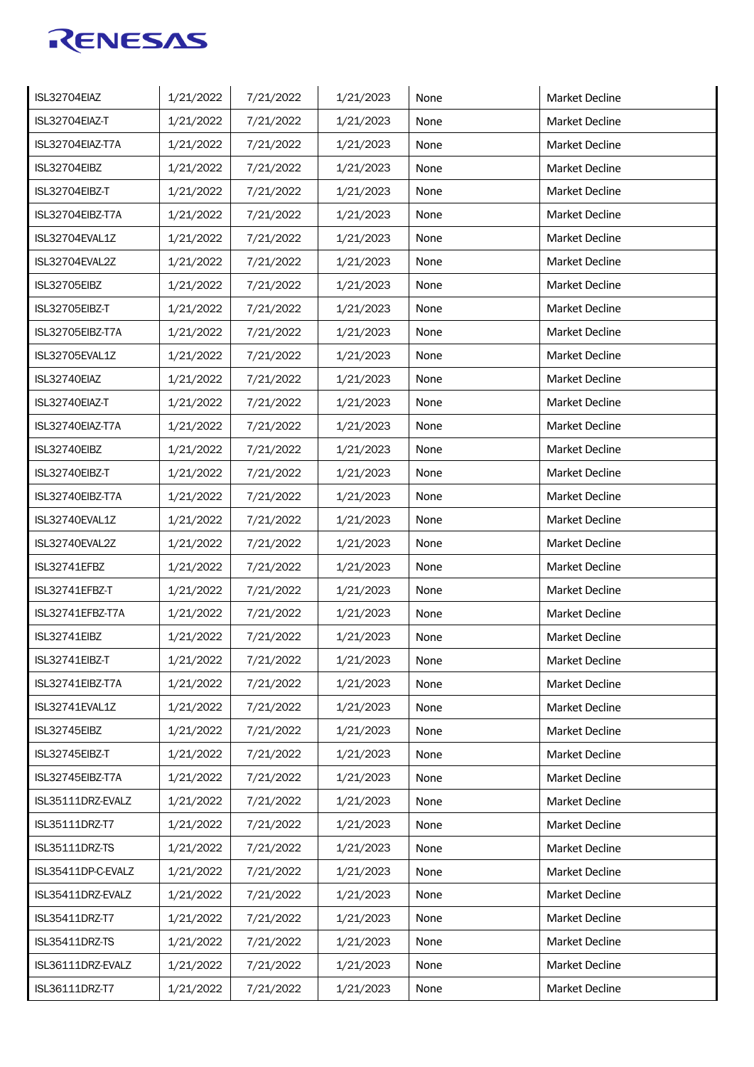| | | | | | |
|---|---|---|---|---|---|
| ISL32704EIAZ | 1/21/2022 | 7/21/2022 | 1/21/2023 | None | Market Decline |
| ISL32704EIAZ-T | 1/21/2022 | 7/21/2022 | 1/21/2023 | None | Market Decline |
| ISL32704EIAZ-T7A | 1/21/2022 | 7/21/2022 | 1/21/2023 | None | Market Decline |
| ISL32704EIBZ | 1/21/2022 | 7/21/2022 | 1/21/2023 | None | Market Decline |
| ISL32704EIBZ-T | 1/21/2022 | 7/21/2022 | 1/21/2023 | None | Market Decline |
| ISL32704EIBZ-T7A | 1/21/2022 | 7/21/2022 | 1/21/2023 | None | Market Decline |
| ISL32704EVAL1Z | 1/21/2022 | 7/21/2022 | 1/21/2023 | None | Market Decline |
| ISL32704EVAL2Z | 1/21/2022 | 7/21/2022 | 1/21/2023 | None | Market Decline |
| ISL32705EIBZ | 1/21/2022 | 7/21/2022 | 1/21/2023 | None | Market Decline |
| ISL32705EIBZ-T | 1/21/2022 | 7/21/2022 | 1/21/2023 | None | Market Decline |
| ISL32705EIBZ-T7A | 1/21/2022 | 7/21/2022 | 1/21/2023 | None | Market Decline |
| ISL32705EVAL1Z | 1/21/2022 | 7/21/2022 | 1/21/2023 | None | Market Decline |
| ISL32740EIAZ | 1/21/2022 | 7/21/2022 | 1/21/2023 | None | Market Decline |
| ISL32740EIAZ-T | 1/21/2022 | 7/21/2022 | 1/21/2023 | None | Market Decline |
| ISL32740EIAZ-T7A | 1/21/2022 | 7/21/2022 | 1/21/2023 | None | Market Decline |
| ISL32740EIBZ | 1/21/2022 | 7/21/2022 | 1/21/2023 | None | Market Decline |
| ISL32740EIBZ-T | 1/21/2022 | 7/21/2022 | 1/21/2023 | None | Market Decline |
| ISL32740EIBZ-T7A | 1/21/2022 | 7/21/2022 | 1/21/2023 | None | Market Decline |
| ISL32740EVAL1Z | 1/21/2022 | 7/21/2022 | 1/21/2023 | None | Market Decline |
| ISL32740EVAL2Z | 1/21/2022 | 7/21/2022 | 1/21/2023 | None | Market Decline |
| ISL32741EFBZ | 1/21/2022 | 7/21/2022 | 1/21/2023 | None | Market Decline |
| ISL32741EFBZ-T | 1/21/2022 | 7/21/2022 | 1/21/2023 | None | Market Decline |
| ISL32741EFBZ-T7A | 1/21/2022 | 7/21/2022 | 1/21/2023 | None | Market Decline |
| ISL32741EIBZ | 1/21/2022 | 7/21/2022 | 1/21/2023 | None | Market Decline |
| ISL32741EIBZ-T | 1/21/2022 | 7/21/2022 | 1/21/2023 | None | Market Decline |
| ISL32741EIBZ-T7A | 1/21/2022 | 7/21/2022 | 1/21/2023 | None | Market Decline |
| ISL32741EVAL1Z | 1/21/2022 | 7/21/2022 | 1/21/2023 | None | Market Decline |
| ISL32745EIBZ | 1/21/2022 | 7/21/2022 | 1/21/2023 | None | Market Decline |
| ISL32745EIBZ-T | 1/21/2022 | 7/21/2022 | 1/21/2023 | None | Market Decline |
| ISL32745EIBZ-T7A | 1/21/2022 | 7/21/2022 | 1/21/2023 | None | Market Decline |
| ISL35111DRZ-EVALZ | 1/21/2022 | 7/21/2022 | 1/21/2023 | None | Market Decline |
| ISL35111DRZ-T7 | 1/21/2022 | 7/21/2022 | 1/21/2023 | None | Market Decline |
| ISL35111DRZ-TS | 1/21/2022 | 7/21/2022 | 1/21/2023 | None | Market Decline |
| ISL35411DP-C-EVALZ | 1/21/2022 | 7/21/2022 | 1/21/2023 | None | Market Decline |
| ISL35411DRZ-EVALZ | 1/21/2022 | 7/21/2022 | 1/21/2023 | None | Market Decline |
| ISL35411DRZ-T7 | 1/21/2022 | 7/21/2022 | 1/21/2023 | None | Market Decline |
| ISL35411DRZ-TS | 1/21/2022 | 7/21/2022 | 1/21/2023 | None | Market Decline |
| ISL36111DRZ-EVALZ | 1/21/2022 | 7/21/2022 | 1/21/2023 | None | Market Decline |
| ISL36111DRZ-T7 | 1/21/2022 | 7/21/2022 | 1/21/2023 | None | Market Decline |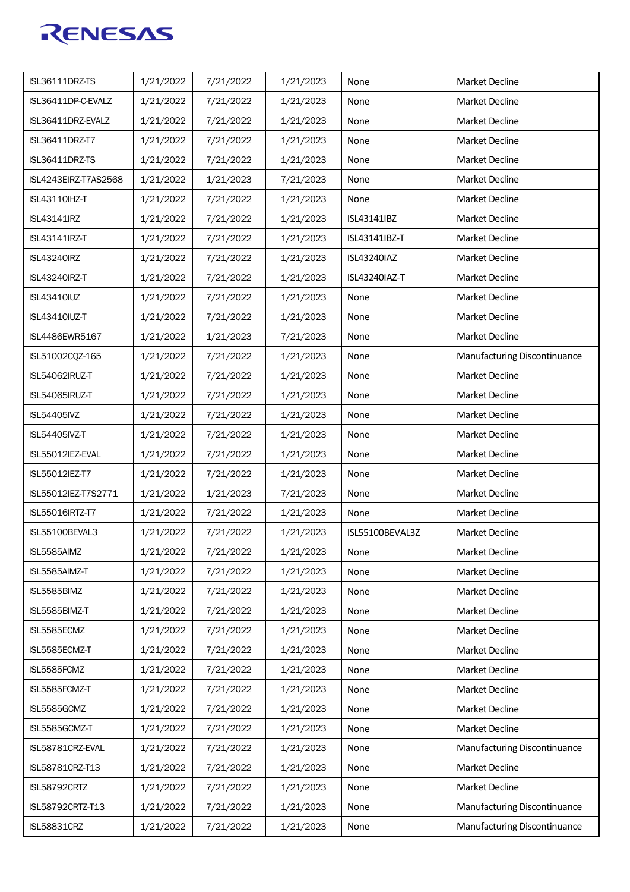| | | | | | |
|---|---|---|---|---|---|
| ISL36111DRZ-TS | 1/21/2022 | 7/21/2022 | 1/21/2023 | None | Market Decline |
| ISL36411DP-C-EVALZ | 1/21/2022 | 7/21/2022 | 1/21/2023 | None | Market Decline |
| ISL36411DRZ-EVALZ | 1/21/2022 | 7/21/2022 | 1/21/2023 | None | Market Decline |
| ISL36411DRZ-T7 | 1/21/2022 | 7/21/2022 | 1/21/2023 | None | Market Decline |
| ISL36411DRZ-TS | 1/21/2022 | 7/21/2022 | 1/21/2023 | None | Market Decline |
| ISL4243EIRZ-T7AS2568 | 1/21/2022 | 1/21/2023 | 7/21/2023 | None | Market Decline |
| ISL43110IHZ-T | 1/21/2022 | 7/21/2022 | 1/21/2023 | None | Market Decline |
| ISL43141IRZ | 1/21/2022 | 7/21/2022 | 1/21/2023 | ISL43141IBZ | Market Decline |
| ISL43141IRZ-T | 1/21/2022 | 7/21/2022 | 1/21/2023 | ISL43141IBZ-T | Market Decline |
| ISL43240IRZ | 1/21/2022 | 7/21/2022 | 1/21/2023 | ISL43240IAZ | Market Decline |
| ISL43240IRZ-T | 1/21/2022 | 7/21/2022 | 1/21/2023 | ISL43240IAZ-T | Market Decline |
| ISL43410IUZ | 1/21/2022 | 7/21/2022 | 1/21/2023 | None | Market Decline |
| ISL43410IUZ-T | 1/21/2022 | 7/21/2022 | 1/21/2023 | None | Market Decline |
| ISL4486EWR5167 | 1/21/2022 | 1/21/2023 | 7/21/2023 | None | Market Decline |
| ISL51002CQZ-165 | 1/21/2022 | 7/21/2022 | 1/21/2023 | None | Manufacturing Discontinuance |
| ISL54062IRUZ-T | 1/21/2022 | 7/21/2022 | 1/21/2023 | None | Market Decline |
| ISL54065IRUZ-T | 1/21/2022 | 7/21/2022 | 1/21/2023 | None | Market Decline |
| ISL54405IVZ | 1/21/2022 | 7/21/2022 | 1/21/2023 | None | Market Decline |
| ISL54405IVZ-T | 1/21/2022 | 7/21/2022 | 1/21/2023 | None | Market Decline |
| ISL55012IEZ-EVAL | 1/21/2022 | 7/21/2022 | 1/21/2023 | None | Market Decline |
| ISL55012IEZ-T7 | 1/21/2022 | 7/21/2022 | 1/21/2023 | None | Market Decline |
| ISL55012IEZ-T7S2771 | 1/21/2022 | 1/21/2023 | 7/21/2023 | None | Market Decline |
| ISL55016IRTZ-T7 | 1/21/2022 | 7/21/2022 | 1/21/2023 | None | Market Decline |
| ISL55100BEVAL3 | 1/21/2022 | 7/21/2022 | 1/21/2023 | ISL55100BEVAL3Z | Market Decline |
| ISL5585AIMZ | 1/21/2022 | 7/21/2022 | 1/21/2023 | None | Market Decline |
| ISL5585AIMZ-T | 1/21/2022 | 7/21/2022 | 1/21/2023 | None | Market Decline |
| ISL5585BIMZ | 1/21/2022 | 7/21/2022 | 1/21/2023 | None | Market Decline |
| ISL5585BIMZ-T | 1/21/2022 | 7/21/2022 | 1/21/2023 | None | Market Decline |
| ISL5585ECMZ | 1/21/2022 | 7/21/2022 | 1/21/2023 | None | Market Decline |
| ISL5585ECMZ-T | 1/21/2022 | 7/21/2022 | 1/21/2023 | None | Market Decline |
| ISL5585FCMZ | 1/21/2022 | 7/21/2022 | 1/21/2023 | None | Market Decline |
| ISL5585FCMZ-T | 1/21/2022 | 7/21/2022 | 1/21/2023 | None | Market Decline |
| ISL5585GCMZ | 1/21/2022 | 7/21/2022 | 1/21/2023 | None | Market Decline |
| ISL5585GCMZ-T | 1/21/2022 | 7/21/2022 | 1/21/2023 | None | Market Decline |
| ISL58781CRZ-EVAL | 1/21/2022 | 7/21/2022 | 1/21/2023 | None | Manufacturing Discontinuance |
| ISL58781CRZ-T13 | 1/21/2022 | 7/21/2022 | 1/21/2023 | None | Market Decline |
| ISL58792CRTZ | 1/21/2022 | 7/21/2022 | 1/21/2023 | None | Market Decline |
| ISL58792CRTZ-T13 | 1/21/2022 | 7/21/2022 | 1/21/2023 | None | Manufacturing Discontinuance |
| ISL58831CRZ | 1/21/2022 | 7/21/2022 | 1/21/2023 | None | Manufacturing Discontinuance |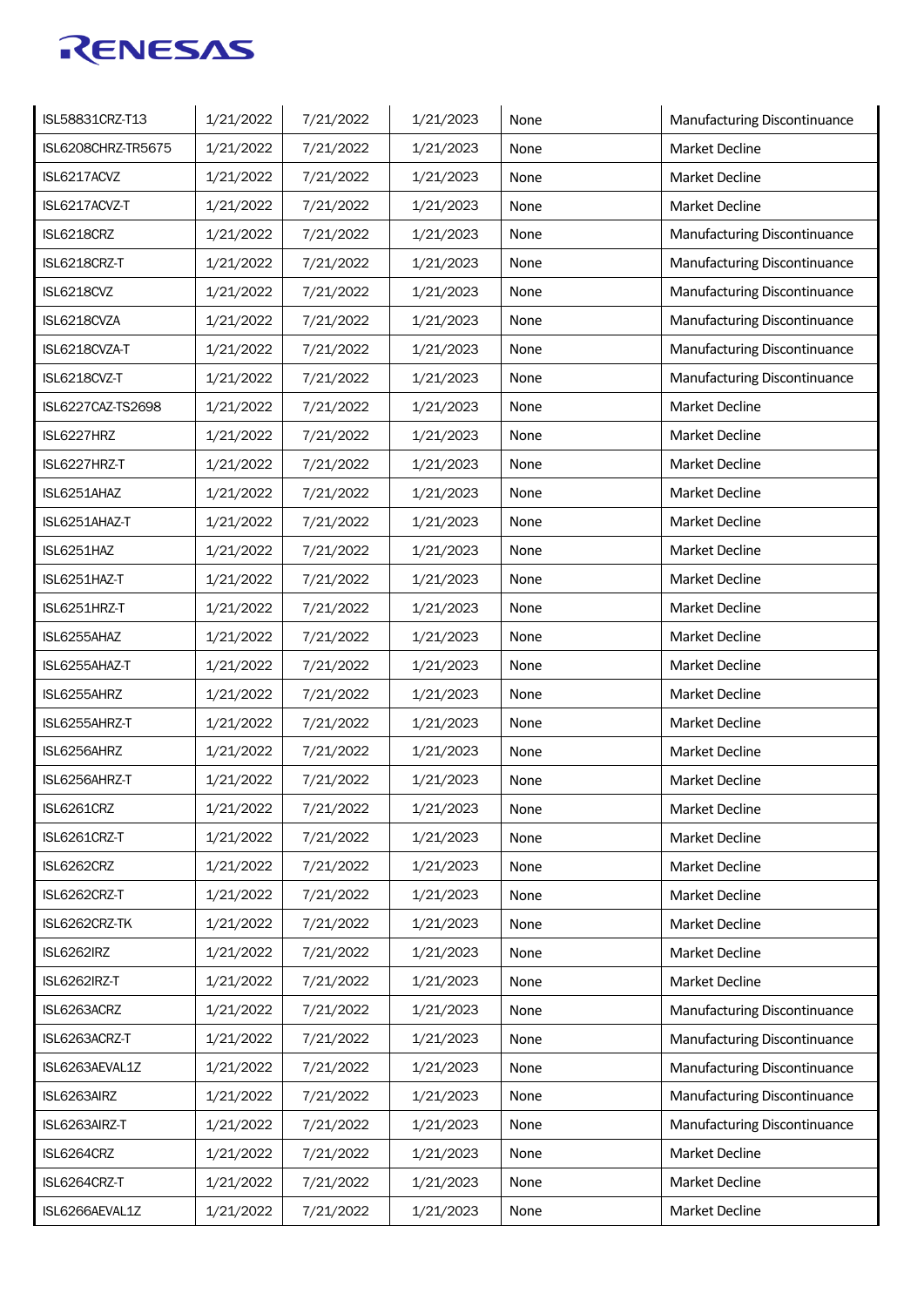| | | | | | |
|---|---|---|---|---|---|
| ISL58831CRZ-T13 | 1/21/2022 | 7/21/2022 | 1/21/2023 | None | Manufacturing Discontinuance |
| ISL6208CHRZ-TR5675 | 1/21/2022 | 7/21/2022 | 1/21/2023 | None | Market Decline |
| ISL6217ACVZ | 1/21/2022 | 7/21/2022 | 1/21/2023 | None | Market Decline |
| ISL6217ACVZ-T | 1/21/2022 | 7/21/2022 | 1/21/2023 | None | Market Decline |
| ISL6218CRZ | 1/21/2022 | 7/21/2022 | 1/21/2023 | None | Manufacturing Discontinuance |
| ISL6218CRZ-T | 1/21/2022 | 7/21/2022 | 1/21/2023 | None | Manufacturing Discontinuance |
| ISL6218CVZ | 1/21/2022 | 7/21/2022 | 1/21/2023 | None | Manufacturing Discontinuance |
| ISL6218CVZA | 1/21/2022 | 7/21/2022 | 1/21/2023 | None | Manufacturing Discontinuance |
| ISL6218CVZA-T | 1/21/2022 | 7/21/2022 | 1/21/2023 | None | Manufacturing Discontinuance |
| ISL6218CVZ-T | 1/21/2022 | 7/21/2022 | 1/21/2023 | None | Manufacturing Discontinuance |
| ISL6227CAZ-TS2698 | 1/21/2022 | 7/21/2022 | 1/21/2023 | None | Market Decline |
| ISL6227HRZ | 1/21/2022 | 7/21/2022 | 1/21/2023 | None | Market Decline |
| ISL6227HRZ-T | 1/21/2022 | 7/21/2022 | 1/21/2023 | None | Market Decline |
| ISL6251AHAZ | 1/21/2022 | 7/21/2022 | 1/21/2023 | None | Market Decline |
| ISL6251AHAZ-T | 1/21/2022 | 7/21/2022 | 1/21/2023 | None | Market Decline |
| ISL6251HAZ | 1/21/2022 | 7/21/2022 | 1/21/2023 | None | Market Decline |
| ISL6251HAZ-T | 1/21/2022 | 7/21/2022 | 1/21/2023 | None | Market Decline |
| ISL6251HRZ-T | 1/21/2022 | 7/21/2022 | 1/21/2023 | None | Market Decline |
| ISL6255AHAZ | 1/21/2022 | 7/21/2022 | 1/21/2023 | None | Market Decline |
| ISL6255AHAZ-T | 1/21/2022 | 7/21/2022 | 1/21/2023 | None | Market Decline |
| ISL6255AHRZ | 1/21/2022 | 7/21/2022 | 1/21/2023 | None | Market Decline |
| ISL6255AHRZ-T | 1/21/2022 | 7/21/2022 | 1/21/2023 | None | Market Decline |
| ISL6256AHRZ | 1/21/2022 | 7/21/2022 | 1/21/2023 | None | Market Decline |
| ISL6256AHRZ-T | 1/21/2022 | 7/21/2022 | 1/21/2023 | None | Market Decline |
| ISL6261CRZ | 1/21/2022 | 7/21/2022 | 1/21/2023 | None | Market Decline |
| ISL6261CRZ-T | 1/21/2022 | 7/21/2022 | 1/21/2023 | None | Market Decline |
| ISL6262CRZ | 1/21/2022 | 7/21/2022 | 1/21/2023 | None | Market Decline |
| ISL6262CRZ-T | 1/21/2022 | 7/21/2022 | 1/21/2023 | None | Market Decline |
| ISL6262CRZ-TK | 1/21/2022 | 7/21/2022 | 1/21/2023 | None | Market Decline |
| ISL6262IRZ | 1/21/2022 | 7/21/2022 | 1/21/2023 | None | Market Decline |
| ISL6262IRZ-T | 1/21/2022 | 7/21/2022 | 1/21/2023 | None | Market Decline |
| ISL6263ACRZ | 1/21/2022 | 7/21/2022 | 1/21/2023 | None | Manufacturing Discontinuance |
| ISL6263ACRZ-T | 1/21/2022 | 7/21/2022 | 1/21/2023 | None | Manufacturing Discontinuance |
| ISL6263AEVAL1Z | 1/21/2022 | 7/21/2022 | 1/21/2023 | None | Manufacturing Discontinuance |
| ISL6263AIRZ | 1/21/2022 | 7/21/2022 | 1/21/2023 | None | Manufacturing Discontinuance |
| ISL6263AIRZ-T | 1/21/2022 | 7/21/2022 | 1/21/2023 | None | Manufacturing Discontinuance |
| ISL6264CRZ | 1/21/2022 | 7/21/2022 | 1/21/2023 | None | Market Decline |
| ISL6264CRZ-T | 1/21/2022 | 7/21/2022 | 1/21/2023 | None | Market Decline |
| ISL6266AEVAL1Z | 1/21/2022 | 7/21/2022 | 1/21/2023 | None | Market Decline |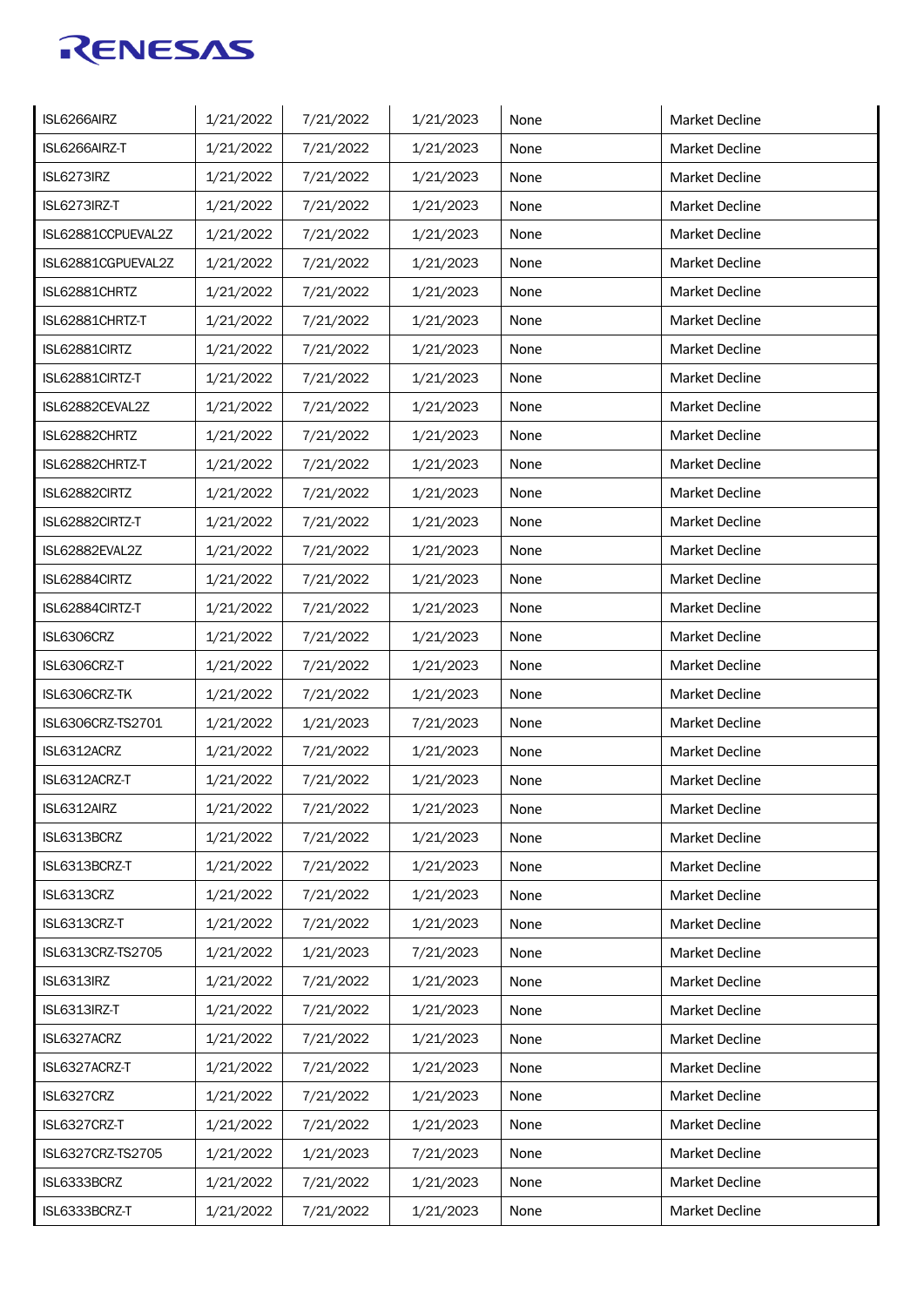| | | | | | |
|---|---|---|---|---|---|
| ISL6266AIRZ | 1/21/2022 | 7/21/2022 | 1/21/2023 | None | Market Decline |
| ISL6266AIRZ-T | 1/21/2022 | 7/21/2022 | 1/21/2023 | None | Market Decline |
| ISL6273IRZ | 1/21/2022 | 7/21/2022 | 1/21/2023 | None | Market Decline |
| ISL6273IRZ-T | 1/21/2022 | 7/21/2022 | 1/21/2023 | None | Market Decline |
| ISL62881CCPUEVAL2Z | 1/21/2022 | 7/21/2022 | 1/21/2023 | None | Market Decline |
| ISL62881CGPUEVAL2Z | 1/21/2022 | 7/21/2022 | 1/21/2023 | None | Market Decline |
| ISL62881CHRTZ | 1/21/2022 | 7/21/2022 | 1/21/2023 | None | Market Decline |
| ISL62881CHRTZ-T | 1/21/2022 | 7/21/2022 | 1/21/2023 | None | Market Decline |
| ISL62881CIRTZ | 1/21/2022 | 7/21/2022 | 1/21/2023 | None | Market Decline |
| ISL62881CIRTZ-T | 1/21/2022 | 7/21/2022 | 1/21/2023 | None | Market Decline |
| ISL62882CEVAL2Z | 1/21/2022 | 7/21/2022 | 1/21/2023 | None | Market Decline |
| ISL62882CHRTZ | 1/21/2022 | 7/21/2022 | 1/21/2023 | None | Market Decline |
| ISL62882CHRTZ-T | 1/21/2022 | 7/21/2022 | 1/21/2023 | None | Market Decline |
| ISL62882CIRTZ | 1/21/2022 | 7/21/2022 | 1/21/2023 | None | Market Decline |
| ISL62882CIRTZ-T | 1/21/2022 | 7/21/2022 | 1/21/2023 | None | Market Decline |
| ISL62882EVAL2Z | 1/21/2022 | 7/21/2022 | 1/21/2023 | None | Market Decline |
| ISL62884CIRTZ | 1/21/2022 | 7/21/2022 | 1/21/2023 | None | Market Decline |
| ISL62884CIRTZ-T | 1/21/2022 | 7/21/2022 | 1/21/2023 | None | Market Decline |
| ISL6306CRZ | 1/21/2022 | 7/21/2022 | 1/21/2023 | None | Market Decline |
| ISL6306CRZ-T | 1/21/2022 | 7/21/2022 | 1/21/2023 | None | Market Decline |
| ISL6306CRZ-TK | 1/21/2022 | 7/21/2022 | 1/21/2023 | None | Market Decline |
| ISL6306CRZ-TS2701 | 1/21/2022 | 1/21/2023 | 7/21/2023 | None | Market Decline |
| ISL6312ACRZ | 1/21/2022 | 7/21/2022 | 1/21/2023 | None | Market Decline |
| ISL6312ACRZ-T | 1/21/2022 | 7/21/2022 | 1/21/2023 | None | Market Decline |
| ISL6312AIRZ | 1/21/2022 | 7/21/2022 | 1/21/2023 | None | Market Decline |
| ISL6313BCRZ | 1/21/2022 | 7/21/2022 | 1/21/2023 | None | Market Decline |
| ISL6313BCRZ-T | 1/21/2022 | 7/21/2022 | 1/21/2023 | None | Market Decline |
| ISL6313CRZ | 1/21/2022 | 7/21/2022 | 1/21/2023 | None | Market Decline |
| ISL6313CRZ-T | 1/21/2022 | 7/21/2022 | 1/21/2023 | None | Market Decline |
| ISL6313CRZ-TS2705 | 1/21/2022 | 1/21/2023 | 7/21/2023 | None | Market Decline |
| ISL6313IRZ | 1/21/2022 | 7/21/2022 | 1/21/2023 | None | Market Decline |
| ISL6313IRZ-T | 1/21/2022 | 7/21/2022 | 1/21/2023 | None | Market Decline |
| ISL6327ACRZ | 1/21/2022 | 7/21/2022 | 1/21/2023 | None | Market Decline |
| ISL6327ACRZ-T | 1/21/2022 | 7/21/2022 | 1/21/2023 | None | Market Decline |
| ISL6327CRZ | 1/21/2022 | 7/21/2022 | 1/21/2023 | None | Market Decline |
| ISL6327CRZ-T | 1/21/2022 | 7/21/2022 | 1/21/2023 | None | Market Decline |
| ISL6327CRZ-TS2705 | 1/21/2022 | 1/21/2023 | 7/21/2023 | None | Market Decline |
| ISL6333BCRZ | 1/21/2022 | 7/21/2022 | 1/21/2023 | None | Market Decline |
| ISL6333BCRZ-T | 1/21/2022 | 7/21/2022 | 1/21/2023 | None | Market Decline |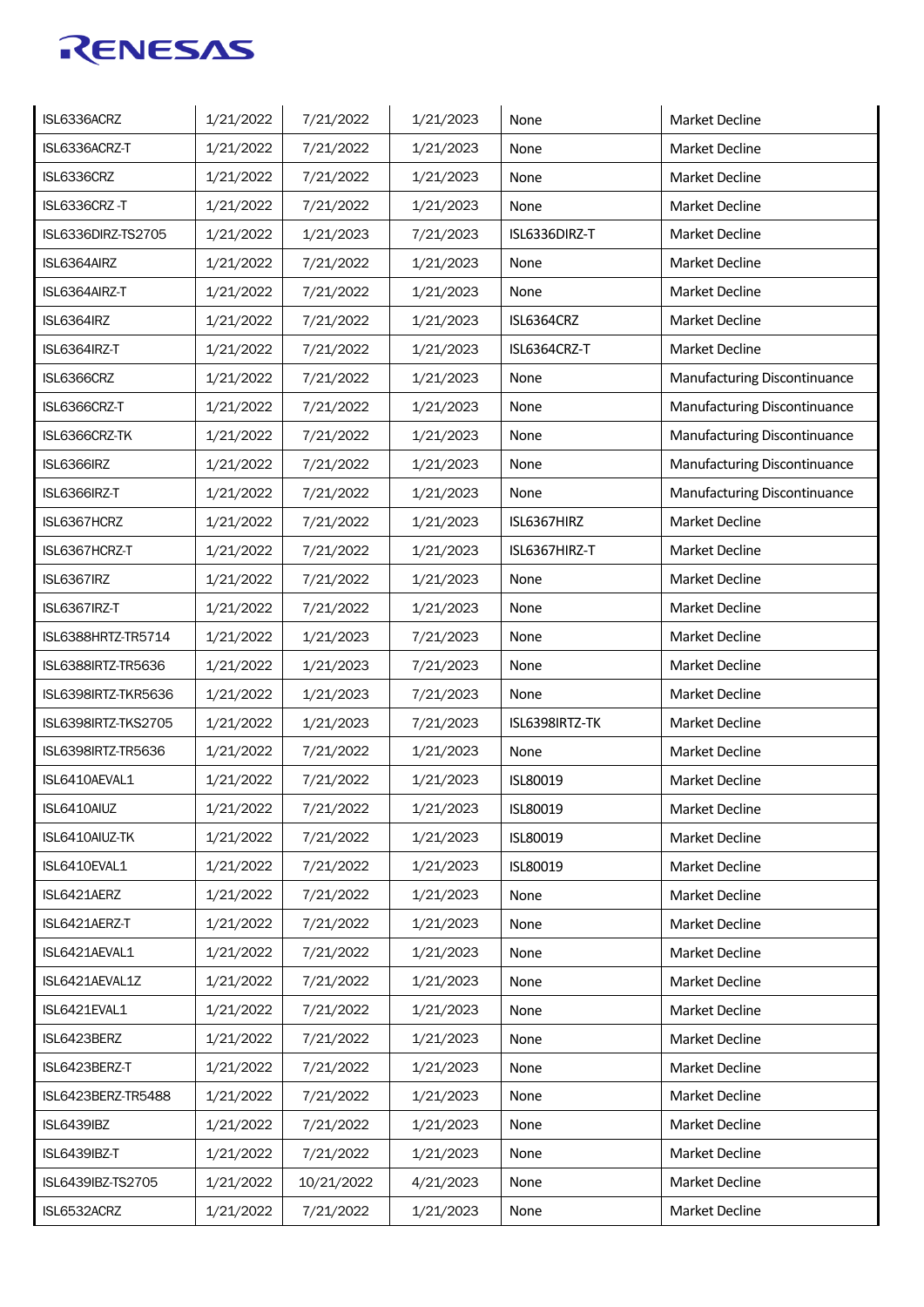| ISL6336ACRZ | 1/21/2022 | 7/21/2022 | 1/21/2023 | None | Market Decline |
|---|---|---|---|---|---|
| ISL6336ACRZ-T | 1/21/2022 | 7/21/2022 | 1/21/2023 | None | Market Decline |
| ISL6336CRZ | 1/21/2022 | 7/21/2022 | 1/21/2023 | None | Market Decline |
| ISL6336CRZ -T | 1/21/2022 | 7/21/2022 | 1/21/2023 | None | Market Decline |
| ISL6336DIRZ-TS2705 | 1/21/2022 | 1/21/2023 | 7/21/2023 | ISL6336DIRZ-T | Market Decline |
| ISL6364AIRZ | 1/21/2022 | 7/21/2022 | 1/21/2023 | None | Market Decline |
| ISL6364AIRZ-T | 1/21/2022 | 7/21/2022 | 1/21/2023 | None | Market Decline |
| ISL6364IRZ | 1/21/2022 | 7/21/2022 | 1/21/2023 | ISL6364CRZ | Market Decline |
| ISL6364IRZ-T | 1/21/2022 | 7/21/2022 | 1/21/2023 | ISL6364CRZ-T | Market Decline |
| ISL6366CRZ | 1/21/2022 | 7/21/2022 | 1/21/2023 | None | Manufacturing Discontinuance |
| ISL6366CRZ-T | 1/21/2022 | 7/21/2022 | 1/21/2023 | None | Manufacturing Discontinuance |
| ISL6366CRZ-TK | 1/21/2022 | 7/21/2022 | 1/21/2023 | None | Manufacturing Discontinuance |
| ISL6366IRZ | 1/21/2022 | 7/21/2022 | 1/21/2023 | None | Manufacturing Discontinuance |
| ISL6366IRZ-T | 1/21/2022 | 7/21/2022 | 1/21/2023 | None | Manufacturing Discontinuance |
| ISL6367HCRZ | 1/21/2022 | 7/21/2022 | 1/21/2023 | ISL6367HIRZ | Market Decline |
| ISL6367HCRZ-T | 1/21/2022 | 7/21/2022 | 1/21/2023 | ISL6367HIRZ-T | Market Decline |
| ISL6367IRZ | 1/21/2022 | 7/21/2022 | 1/21/2023 | None | Market Decline |
| ISL6367IRZ-T | 1/21/2022 | 7/21/2022 | 1/21/2023 | None | Market Decline |
| ISL6388HRTZ-TR5714 | 1/21/2022 | 1/21/2023 | 7/21/2023 | None | Market Decline |
| ISL6388IRTZ-TR5636 | 1/21/2022 | 1/21/2023 | 7/21/2023 | None | Market Decline |
| ISL6398IRTZ-TKR5636 | 1/21/2022 | 1/21/2023 | 7/21/2023 | None | Market Decline |
| ISL6398IRTZ-TKS2705 | 1/21/2022 | 1/21/2023 | 7/21/2023 | ISL6398IRTZ-TK | Market Decline |
| ISL6398IRTZ-TR5636 | 1/21/2022 | 7/21/2022 | 1/21/2023 | None | Market Decline |
| ISL6410AEVAL1 | 1/21/2022 | 7/21/2022 | 1/21/2023 | ISL80019 | Market Decline |
| ISL6410AIUZ | 1/21/2022 | 7/21/2022 | 1/21/2023 | ISL80019 | Market Decline |
| ISL6410AIUZ-TK | 1/21/2022 | 7/21/2022 | 1/21/2023 | ISL80019 | Market Decline |
| ISL6410EVAL1 | 1/21/2022 | 7/21/2022 | 1/21/2023 | ISL80019 | Market Decline |
| ISL6421AERZ | 1/21/2022 | 7/21/2022 | 1/21/2023 | None | Market Decline |
| ISL6421AERZ-T | 1/21/2022 | 7/21/2022 | 1/21/2023 | None | Market Decline |
| ISL6421AEVAL1 | 1/21/2022 | 7/21/2022 | 1/21/2023 | None | Market Decline |
| ISL6421AEVAL1Z | 1/21/2022 | 7/21/2022 | 1/21/2023 | None | Market Decline |
| ISL6421EVAL1 | 1/21/2022 | 7/21/2022 | 1/21/2023 | None | Market Decline |
| ISL6423BERZ | 1/21/2022 | 7/21/2022 | 1/21/2023 | None | Market Decline |
| ISL6423BERZ-T | 1/21/2022 | 7/21/2022 | 1/21/2023 | None | Market Decline |
| ISL6423BERZ-TR5488 | 1/21/2022 | 7/21/2022 | 1/21/2023 | None | Market Decline |
| ISL6439IBZ | 1/21/2022 | 7/21/2022 | 1/21/2023 | None | Market Decline |
| ISL6439IBZ-T | 1/21/2022 | 7/21/2022 | 1/21/2023 | None | Market Decline |
| ISL6439IBZ-TS2705 | 1/21/2022 | 10/21/2022 | 4/21/2023 | None | Market Decline |
| ISL6532ACRZ | 1/21/2022 | 7/21/2022 | 1/21/2023 | None | Market Decline |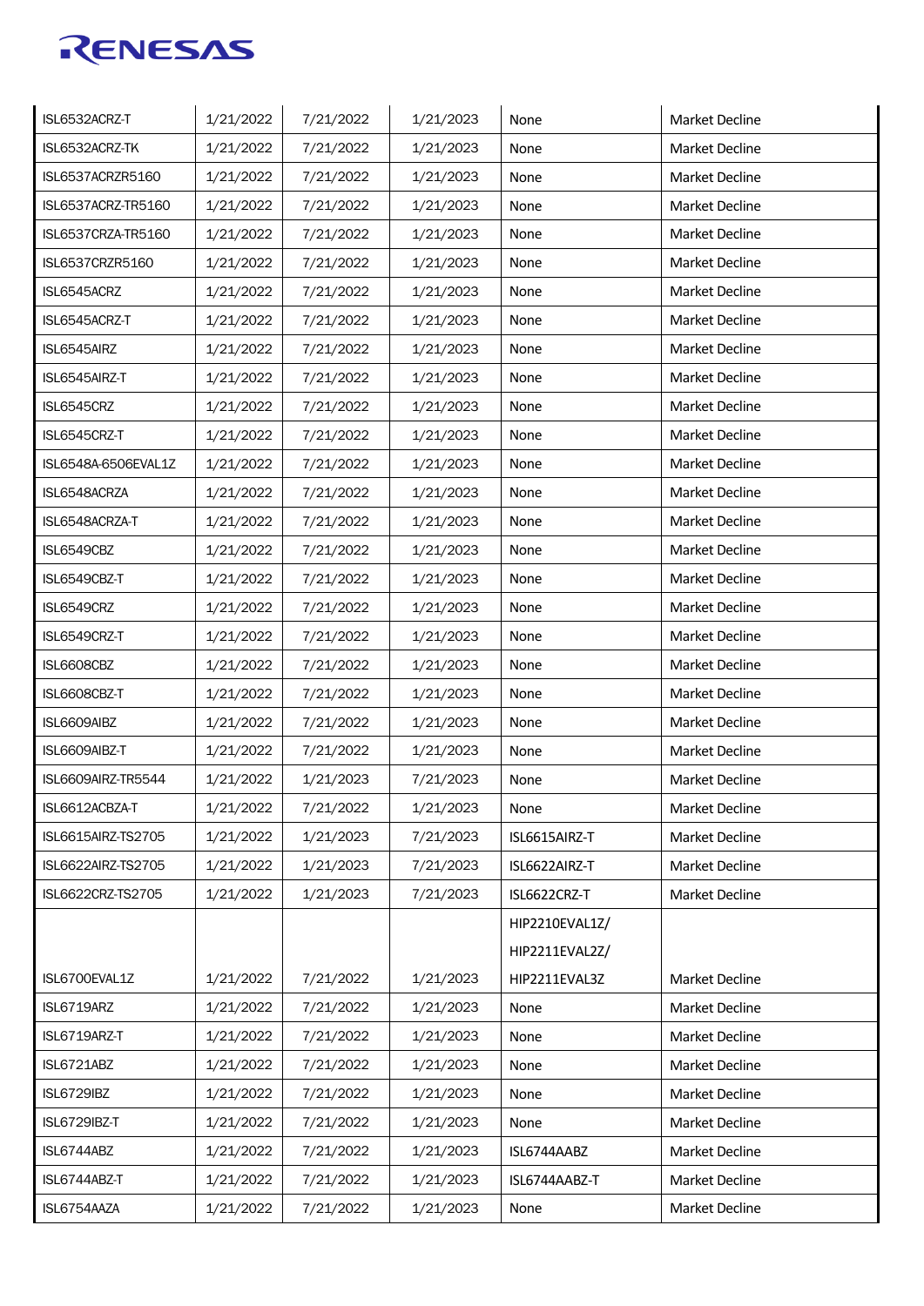| | | | | | |
|---|---|---|---|---|---|
| ISL6532ACRZ-T | 1/21/2022 | 7/21/2022 | 1/21/2023 | None | Market Decline |
| ISL6532ACRZ-TK | 1/21/2022 | 7/21/2022 | 1/21/2023 | None | Market Decline |
| ISL6537ACRZR5160 | 1/21/2022 | 7/21/2022 | 1/21/2023 | None | Market Decline |
| ISL6537ACRZ-TR5160 | 1/21/2022 | 7/21/2022 | 1/21/2023 | None | Market Decline |
| ISL6537CRZA-TR5160 | 1/21/2022 | 7/21/2022 | 1/21/2023 | None | Market Decline |
| ISL6537CRZR5160 | 1/21/2022 | 7/21/2022 | 1/21/2023 | None | Market Decline |
| ISL6545ACRZ | 1/21/2022 | 7/21/2022 | 1/21/2023 | None | Market Decline |
| ISL6545ACRZ-T | 1/21/2022 | 7/21/2022 | 1/21/2023 | None | Market Decline |
| ISL6545AIRZ | 1/21/2022 | 7/21/2022 | 1/21/2023 | None | Market Decline |
| ISL6545AIRZ-T | 1/21/2022 | 7/21/2022 | 1/21/2023 | None | Market Decline |
| ISL6545CRZ | 1/21/2022 | 7/21/2022 | 1/21/2023 | None | Market Decline |
| ISL6545CRZ-T | 1/21/2022 | 7/21/2022 | 1/21/2023 | None | Market Decline |
| ISL6548A-6506EVAL1Z | 1/21/2022 | 7/21/2022 | 1/21/2023 | None | Market Decline |
| ISL6548ACRZA | 1/21/2022 | 7/21/2022 | 1/21/2023 | None | Market Decline |
| ISL6548ACRZA-T | 1/21/2022 | 7/21/2022 | 1/21/2023 | None | Market Decline |
| ISL6549CBZ | 1/21/2022 | 7/21/2022 | 1/21/2023 | None | Market Decline |
| ISL6549CBZ-T | 1/21/2022 | 7/21/2022 | 1/21/2023 | None | Market Decline |
| ISL6549CRZ | 1/21/2022 | 7/21/2022 | 1/21/2023 | None | Market Decline |
| ISL6549CRZ-T | 1/21/2022 | 7/21/2022 | 1/21/2023 | None | Market Decline |
| ISL6608CBZ | 1/21/2022 | 7/21/2022 | 1/21/2023 | None | Market Decline |
| ISL6608CBZ-T | 1/21/2022 | 7/21/2022 | 1/21/2023 | None | Market Decline |
| ISL6609AIBZ | 1/21/2022 | 7/21/2022 | 1/21/2023 | None | Market Decline |
| ISL6609AIBZ-T | 1/21/2022 | 7/21/2022 | 1/21/2023 | None | Market Decline |
| ISL6609AIRZ-TR5544 | 1/21/2022 | 1/21/2023 | 7/21/2023 | None | Market Decline |
| ISL6612ACBZA-T | 1/21/2022 | 7/21/2022 | 1/21/2023 | None | Market Decline |
| ISL6615AIRZ-TS2705 | 1/21/2022 | 1/21/2023 | 7/21/2023 | ISL6615AIRZ-T | Market Decline |
| ISL6622AIRZ-TS2705 | 1/21/2022 | 1/21/2023 | 7/21/2023 | ISL6622AIRZ-T | Market Decline |
| ISL6622CRZ-TS2705 | 1/21/2022 | 1/21/2023 | 7/21/2023 | ISL6622CRZ-T | Market Decline |
| ISL6700EVAL1Z | 1/21/2022 | 7/21/2022 | 1/21/2023 | HIP2210EVAL1Z/ HIP2211EVAL2Z/ HIP2211EVAL3Z | Market Decline |
| ISL6719ARZ | 1/21/2022 | 7/21/2022 | 1/21/2023 | None | Market Decline |
| ISL6719ARZ-T | 1/21/2022 | 7/21/2022 | 1/21/2023 | None | Market Decline |
| ISL6721ABZ | 1/21/2022 | 7/21/2022 | 1/21/2023 | None | Market Decline |
| ISL6729IBZ | 1/21/2022 | 7/21/2022 | 1/21/2023 | None | Market Decline |
| ISL6729IBZ-T | 1/21/2022 | 7/21/2022 | 1/21/2023 | None | Market Decline |
| ISL6744ABZ | 1/21/2022 | 7/21/2022 | 1/21/2023 | ISL6744AABZ | Market Decline |
| ISL6744ABZ-T | 1/21/2022 | 7/21/2022 | 1/21/2023 | ISL6744AABZ-T | Market Decline |
| ISL6754AAZA | 1/21/2022 | 7/21/2022 | 1/21/2023 | None | Market Decline |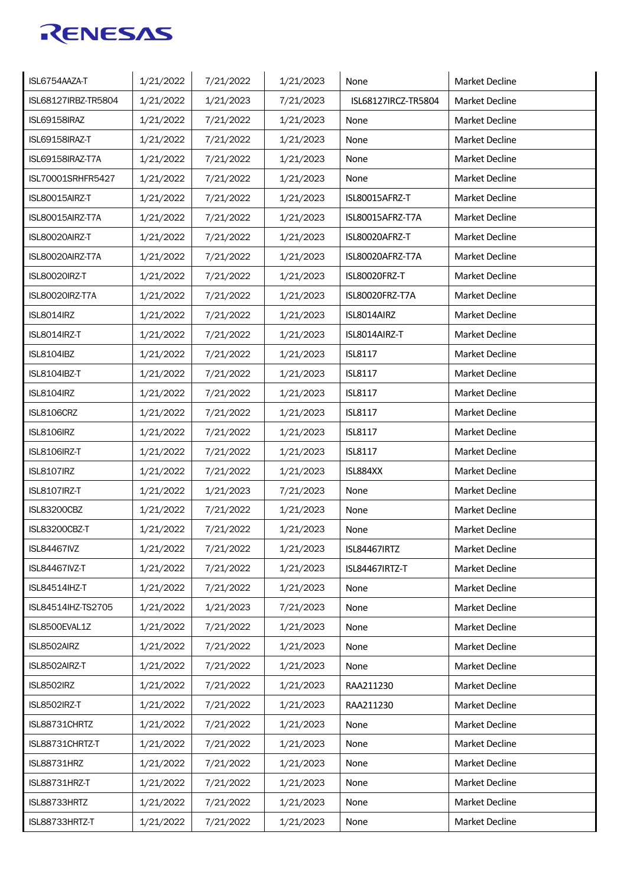| | | | | | |
|---|---|---|---|---|---|
| ISL6754AAZA-T | 1/21/2022 | 7/21/2022 | 1/21/2023 | None | Market Decline |
| ISL68127IRBZ-TR5804 | 1/21/2022 | 1/21/2023 | 7/21/2023 | ISL68127IRCZ-TR5804 | Market Decline |
| ISL69158IRAZ | 1/21/2022 | 7/21/2022 | 1/21/2023 | None | Market Decline |
| ISL69158IRAZ-T | 1/21/2022 | 7/21/2022 | 1/21/2023 | None | Market Decline |
| ISL69158IRAZ-T7A | 1/21/2022 | 7/21/2022 | 1/21/2023 | None | Market Decline |
| ISL70001SRHFR5427 | 1/21/2022 | 7/21/2022 | 1/21/2023 | None | Market Decline |
| ISL80015AIRZ-T | 1/21/2022 | 7/21/2022 | 1/21/2023 | ISL80015AFRZ-T | Market Decline |
| ISL80015AIRZ-T7A | 1/21/2022 | 7/21/2022 | 1/21/2023 | ISL80015AFRZ-T7A | Market Decline |
| ISL80020AIRZ-T | 1/21/2022 | 7/21/2022 | 1/21/2023 | ISL80020AFRZ-T | Market Decline |
| ISL80020AIRZ-T7A | 1/21/2022 | 7/21/2022 | 1/21/2023 | ISL80020AFRZ-T7A | Market Decline |
| ISL80020IRZ-T | 1/21/2022 | 7/21/2022 | 1/21/2023 | ISL80020FRZ-T | Market Decline |
| ISL80020IRZ-T7A | 1/21/2022 | 7/21/2022 | 1/21/2023 | ISL80020FRZ-T7A | Market Decline |
| ISL8014IRZ | 1/21/2022 | 7/21/2022 | 1/21/2023 | ISL8014AIRZ | Market Decline |
| ISL8014IRZ-T | 1/21/2022 | 7/21/2022 | 1/21/2023 | ISL8014AIRZ-T | Market Decline |
| ISL8104IBZ | 1/21/2022 | 7/21/2022 | 1/21/2023 | ISL8117 | Market Decline |
| ISL8104IBZ-T | 1/21/2022 | 7/21/2022 | 1/21/2023 | ISL8117 | Market Decline |
| ISL8104IRZ | 1/21/2022 | 7/21/2022 | 1/21/2023 | ISL8117 | Market Decline |
| ISL8106CRZ | 1/21/2022 | 7/21/2022 | 1/21/2023 | ISL8117 | Market Decline |
| ISL8106IRZ | 1/21/2022 | 7/21/2022 | 1/21/2023 | ISL8117 | Market Decline |
| ISL8106IRZ-T | 1/21/2022 | 7/21/2022 | 1/21/2023 | ISL8117 | Market Decline |
| ISL8107IRZ | 1/21/2022 | 7/21/2022 | 1/21/2023 | ISL884XX | Market Decline |
| ISL8107IRZ-T | 1/21/2022 | 1/21/2023 | 7/21/2023 | None | Market Decline |
| ISL83200CBZ | 1/21/2022 | 7/21/2022 | 1/21/2023 | None | Market Decline |
| ISL83200CBZ-T | 1/21/2022 | 7/21/2022 | 1/21/2023 | None | Market Decline |
| ISL84467IVZ | 1/21/2022 | 7/21/2022 | 1/21/2023 | ISL84467IRTZ | Market Decline |
| ISL84467IVZ-T | 1/21/2022 | 7/21/2022 | 1/21/2023 | ISL84467IRTZ-T | Market Decline |
| ISL84514IHZ-T | 1/21/2022 | 7/21/2022 | 1/21/2023 | None | Market Decline |
| ISL84514IHZ-TS2705 | 1/21/2022 | 1/21/2023 | 7/21/2023 | None | Market Decline |
| ISL8500EVAL1Z | 1/21/2022 | 7/21/2022 | 1/21/2023 | None | Market Decline |
| ISL8502AIRZ | 1/21/2022 | 7/21/2022 | 1/21/2023 | None | Market Decline |
| ISL8502AIRZ-T | 1/21/2022 | 7/21/2022 | 1/21/2023 | None | Market Decline |
| ISL8502IRZ | 1/21/2022 | 7/21/2022 | 1/21/2023 | RAA211230 | Market Decline |
| ISL8502IRZ-T | 1/21/2022 | 7/21/2022 | 1/21/2023 | RAA211230 | Market Decline |
| ISL88731CHRTZ | 1/21/2022 | 7/21/2022 | 1/21/2023 | None | Market Decline |
| ISL88731CHRTZ-T | 1/21/2022 | 7/21/2022 | 1/21/2023 | None | Market Decline |
| ISL88731HRZ | 1/21/2022 | 7/21/2022 | 1/21/2023 | None | Market Decline |
| ISL88731HRZ-T | 1/21/2022 | 7/21/2022 | 1/21/2023 | None | Market Decline |
| ISL88733HRTZ | 1/21/2022 | 7/21/2022 | 1/21/2023 | None | Market Decline |
| ISL88733HRTZ-T | 1/21/2022 | 7/21/2022 | 1/21/2023 | None | Market Decline |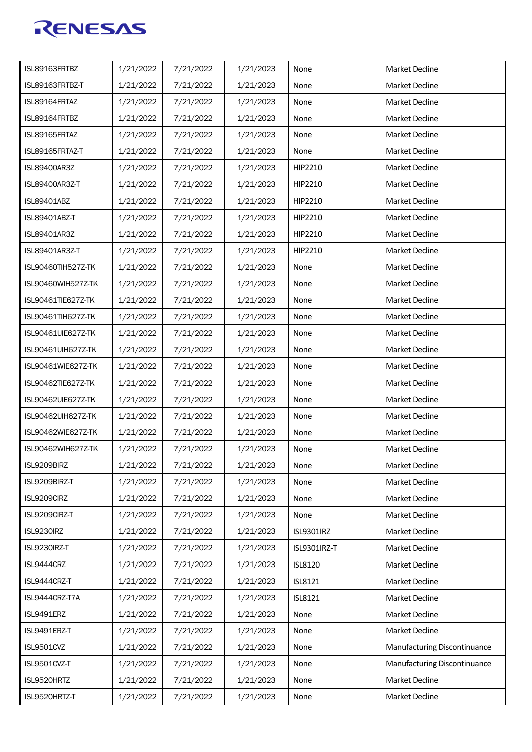| ISL89163FRTBZ | 1/21/2022 | 7/21/2022 | 1/21/2023 | None | Market Decline |
|---|---|---|---|---|---|
| ISL89163FRTBZ-T | 1/21/2022 | 7/21/2022 | 1/21/2023 | None | Market Decline |
| ISL89164FRTAZ | 1/21/2022 | 7/21/2022 | 1/21/2023 | None | Market Decline |
| ISL89164FRTBZ | 1/21/2022 | 7/21/2022 | 1/21/2023 | None | Market Decline |
| ISL89165FRTAZ | 1/21/2022 | 7/21/2022 | 1/21/2023 | None | Market Decline |
| ISL89165FRTAZ-T | 1/21/2022 | 7/21/2022 | 1/21/2023 | None | Market Decline |
| ISL89400AR3Z | 1/21/2022 | 7/21/2022 | 1/21/2023 | HIP2210 | Market Decline |
| ISL89400AR3Z-T | 1/21/2022 | 7/21/2022 | 1/21/2023 | HIP2210 | Market Decline |
| ISL89401ABZ | 1/21/2022 | 7/21/2022 | 1/21/2023 | HIP2210 | Market Decline |
| ISL89401ABZ-T | 1/21/2022 | 7/21/2022 | 1/21/2023 | HIP2210 | Market Decline |
| ISL89401AR3Z | 1/21/2022 | 7/21/2022 | 1/21/2023 | HIP2210 | Market Decline |
| ISL89401AR3Z-T | 1/21/2022 | 7/21/2022 | 1/21/2023 | HIP2210 | Market Decline |
| ISL90460TIH527Z-TK | 1/21/2022 | 7/21/2022 | 1/21/2023 | None | Market Decline |
| ISL90460WIH527Z-TK | 1/21/2022 | 7/21/2022 | 1/21/2023 | None | Market Decline |
| ISL90461TIE627Z-TK | 1/21/2022 | 7/21/2022 | 1/21/2023 | None | Market Decline |
| ISL90461TIH627Z-TK | 1/21/2022 | 7/21/2022 | 1/21/2023 | None | Market Decline |
| ISL90461UIE627Z-TK | 1/21/2022 | 7/21/2022 | 1/21/2023 | None | Market Decline |
| ISL90461UIH627Z-TK | 1/21/2022 | 7/21/2022 | 1/21/2023 | None | Market Decline |
| ISL90461WIE627Z-TK | 1/21/2022 | 7/21/2022 | 1/21/2023 | None | Market Decline |
| ISL90462TIE627Z-TK | 1/21/2022 | 7/21/2022 | 1/21/2023 | None | Market Decline |
| ISL90462UIE627Z-TK | 1/21/2022 | 7/21/2022 | 1/21/2023 | None | Market Decline |
| ISL90462UIH627Z-TK | 1/21/2022 | 7/21/2022 | 1/21/2023 | None | Market Decline |
| ISL90462WIE627Z-TK | 1/21/2022 | 7/21/2022 | 1/21/2023 | None | Market Decline |
| ISL90462WIH627Z-TK | 1/21/2022 | 7/21/2022 | 1/21/2023 | None | Market Decline |
| ISL9209BIRZ | 1/21/2022 | 7/21/2022 | 1/21/2023 | None | Market Decline |
| ISL9209BIRZ-T | 1/21/2022 | 7/21/2022 | 1/21/2023 | None | Market Decline |
| ISL9209CIRZ | 1/21/2022 | 7/21/2022 | 1/21/2023 | None | Market Decline |
| ISL9209CIRZ-T | 1/21/2022 | 7/21/2022 | 1/21/2023 | None | Market Decline |
| ISL9230IRZ | 1/21/2022 | 7/21/2022 | 1/21/2023 | ISL9301IRZ | Market Decline |
| ISL9230IRZ-T | 1/21/2022 | 7/21/2022 | 1/21/2023 | ISL9301IRZ-T | Market Decline |
| ISL9444CRZ | 1/21/2022 | 7/21/2022 | 1/21/2023 | ISL8120 | Market Decline |
| ISL9444CRZ-T | 1/21/2022 | 7/21/2022 | 1/21/2023 | ISL8121 | Market Decline |
| ISL9444CRZ-T7A | 1/21/2022 | 7/21/2022 | 1/21/2023 | ISL8121 | Market Decline |
| ISL9491ERZ | 1/21/2022 | 7/21/2022 | 1/21/2023 | None | Market Decline |
| ISL9491ERZ-T | 1/21/2022 | 7/21/2022 | 1/21/2023 | None | Market Decline |
| ISL9501CVZ | 1/21/2022 | 7/21/2022 | 1/21/2023 | None | Manufacturing Discontinuance |
| ISL9501CVZ-T | 1/21/2022 | 7/21/2022 | 1/21/2023 | None | Manufacturing Discontinuance |
| ISL9520HRTZ | 1/21/2022 | 7/21/2022 | 1/21/2023 | None | Market Decline |
| ISL9520HRTZ-T | 1/21/2022 | 7/21/2022 | 1/21/2023 | None | Market Decline |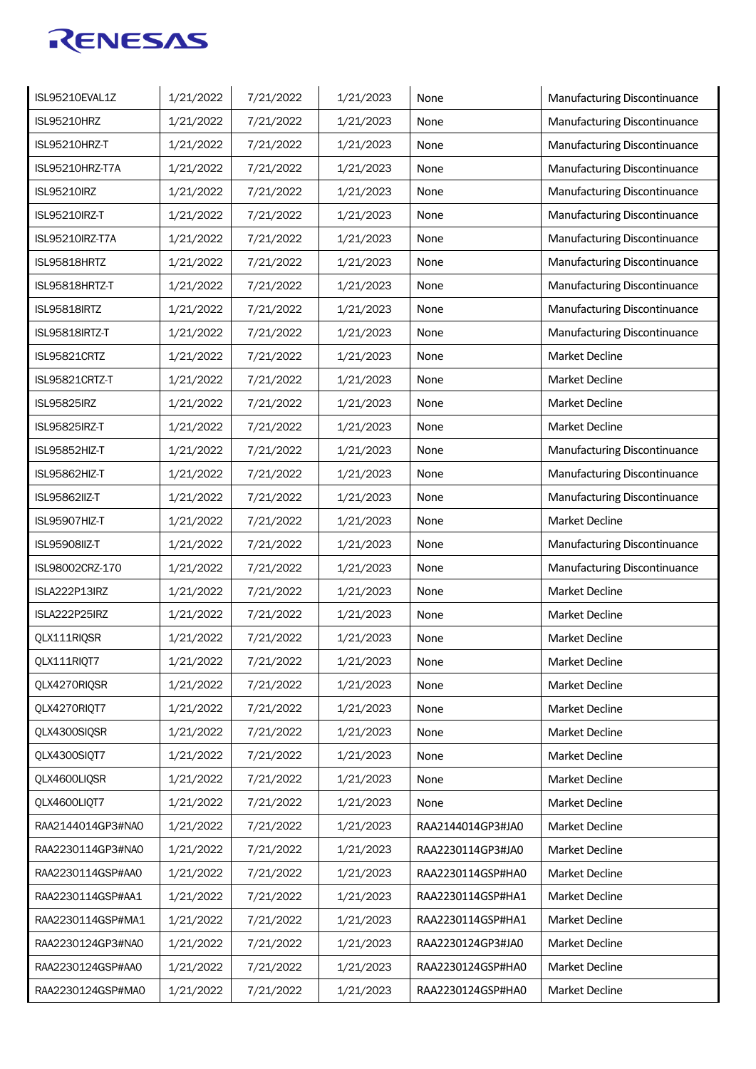| | | | | | |
|---|---|---|---|---|---|
| ISL95210EVAL1Z | 1/21/2022 | 7/21/2022 | 1/21/2023 | None | Manufacturing Discontinuance |
| ISL95210HRZ | 1/21/2022 | 7/21/2022 | 1/21/2023 | None | Manufacturing Discontinuance |
| ISL95210HRZ-T | 1/21/2022 | 7/21/2022 | 1/21/2023 | None | Manufacturing Discontinuance |
| ISL95210HRZ-T7A | 1/21/2022 | 7/21/2022 | 1/21/2023 | None | Manufacturing Discontinuance |
| ISL95210IRZ | 1/21/2022 | 7/21/2022 | 1/21/2023 | None | Manufacturing Discontinuance |
| ISL95210IRZ-T | 1/21/2022 | 7/21/2022 | 1/21/2023 | None | Manufacturing Discontinuance |
| ISL95210IRZ-T7A | 1/21/2022 | 7/21/2022 | 1/21/2023 | None | Manufacturing Discontinuance |
| ISL95818HRTZ | 1/21/2022 | 7/21/2022 | 1/21/2023 | None | Manufacturing Discontinuance |
| ISL95818HRTZ-T | 1/21/2022 | 7/21/2022 | 1/21/2023 | None | Manufacturing Discontinuance |
| ISL95818IRTZ | 1/21/2022 | 7/21/2022 | 1/21/2023 | None | Manufacturing Discontinuance |
| ISL95818IRTZ-T | 1/21/2022 | 7/21/2022 | 1/21/2023 | None | Manufacturing Discontinuance |
| ISL95821CRTZ | 1/21/2022 | 7/21/2022 | 1/21/2023 | None | Market Decline |
| ISL95821CRTZ-T | 1/21/2022 | 7/21/2022 | 1/21/2023 | None | Market Decline |
| ISL95825IRZ | 1/21/2022 | 7/21/2022 | 1/21/2023 | None | Market Decline |
| ISL95825IRZ-T | 1/21/2022 | 7/21/2022 | 1/21/2023 | None | Market Decline |
| ISL95852HIZ-T | 1/21/2022 | 7/21/2022 | 1/21/2023 | None | Manufacturing Discontinuance |
| ISL95862HIZ-T | 1/21/2022 | 7/21/2022 | 1/21/2023 | None | Manufacturing Discontinuance |
| ISL95862IIZ-T | 1/21/2022 | 7/21/2022 | 1/21/2023 | None | Manufacturing Discontinuance |
| ISL95907HIZ-T | 1/21/2022 | 7/21/2022 | 1/21/2023 | None | Market Decline |
| ISL95908IIZ-T | 1/21/2022 | 7/21/2022 | 1/21/2023 | None | Manufacturing Discontinuance |
| ISL98002CRZ-170 | 1/21/2022 | 7/21/2022 | 1/21/2023 | None | Manufacturing Discontinuance |
| ISLA222P13IRZ | 1/21/2022 | 7/21/2022 | 1/21/2023 | None | Market Decline |
| ISLA222P25IRZ | 1/21/2022 | 7/21/2022 | 1/21/2023 | None | Market Decline |
| QLX111RIQSR | 1/21/2022 | 7/21/2022 | 1/21/2023 | None | Market Decline |
| QLX111RIQT7 | 1/21/2022 | 7/21/2022 | 1/21/2023 | None | Market Decline |
| QLX4270RIQSR | 1/21/2022 | 7/21/2022 | 1/21/2023 | None | Market Decline |
| QLX4270RIQT7 | 1/21/2022 | 7/21/2022 | 1/21/2023 | None | Market Decline |
| QLX4300SIQSR | 1/21/2022 | 7/21/2022 | 1/21/2023 | None | Market Decline |
| QLX4300SIQT7 | 1/21/2022 | 7/21/2022 | 1/21/2023 | None | Market Decline |
| QLX4600LIQSR | 1/21/2022 | 7/21/2022 | 1/21/2023 | None | Market Decline |
| QLX4600LIQT7 | 1/21/2022 | 7/21/2022 | 1/21/2023 | None | Market Decline |
| RAA2144014GP3#NA0 | 1/21/2022 | 7/21/2022 | 1/21/2023 | RAA2144014GP3#JA0 | Market Decline |
| RAA2230114GP3#NA0 | 1/21/2022 | 7/21/2022 | 1/21/2023 | RAA2230114GP3#JA0 | Market Decline |
| RAA2230114GSP#AA0 | 1/21/2022 | 7/21/2022 | 1/21/2023 | RAA2230114GSP#HA0 | Market Decline |
| RAA2230114GSP#AA1 | 1/21/2022 | 7/21/2022 | 1/21/2023 | RAA2230114GSP#HA1 | Market Decline |
| RAA2230114GSP#MA1 | 1/21/2022 | 7/21/2022 | 1/21/2023 | RAA2230114GSP#HA1 | Market Decline |
| RAA2230124GP3#NA0 | 1/21/2022 | 7/21/2022 | 1/21/2023 | RAA2230124GP3#JA0 | Market Decline |
| RAA2230124GSP#AA0 | 1/21/2022 | 7/21/2022 | 1/21/2023 | RAA2230124GSP#HA0 | Market Decline |
| RAA2230124GSP#MA0 | 1/21/2022 | 7/21/2022 | 1/21/2023 | RAA2230124GSP#HA0 | Market Decline |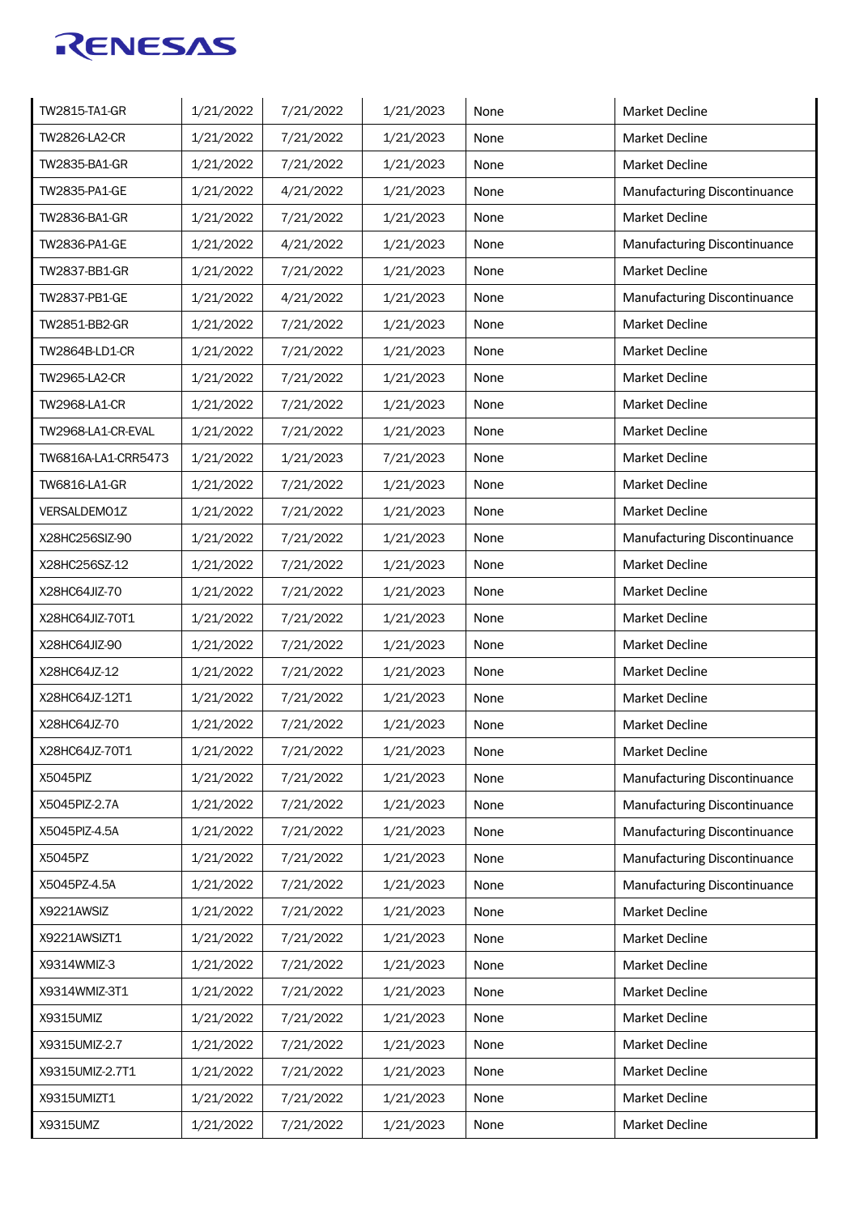| | | | | | |
|---|---|---|---|---|---|
| TW2815-TA1-GR | 1/21/2022 | 7/21/2022 | 1/21/2023 | None | Market Decline |
| TW2826-LA2-CR | 1/21/2022 | 7/21/2022 | 1/21/2023 | None | Market Decline |
| TW2835-BA1-GR | 1/21/2022 | 7/21/2022 | 1/21/2023 | None | Market Decline |
| TW2835-PA1-GE | 1/21/2022 | 4/21/2022 | 1/21/2023 | None | Manufacturing Discontinuance |
| TW2836-BA1-GR | 1/21/2022 | 7/21/2022 | 1/21/2023 | None | Market Decline |
| TW2836-PA1-GE | 1/21/2022 | 4/21/2022 | 1/21/2023 | None | Manufacturing Discontinuance |
| TW2837-BB1-GR | 1/21/2022 | 7/21/2022 | 1/21/2023 | None | Market Decline |
| TW2837-PB1-GE | 1/21/2022 | 4/21/2022 | 1/21/2023 | None | Manufacturing Discontinuance |
| TW2851-BB2-GR | 1/21/2022 | 7/21/2022 | 1/21/2023 | None | Market Decline |
| TW2864B-LD1-CR | 1/21/2022 | 7/21/2022 | 1/21/2023 | None | Market Decline |
| TW2965-LA2-CR | 1/21/2022 | 7/21/2022 | 1/21/2023 | None | Market Decline |
| TW2968-LA1-CR | 1/21/2022 | 7/21/2022 | 1/21/2023 | None | Market Decline |
| TW2968-LA1-CR-EVAL | 1/21/2022 | 7/21/2022 | 1/21/2023 | None | Market Decline |
| TW6816A-LA1-CRR5473 | 1/21/2022 | 1/21/2023 | 7/21/2023 | None | Market Decline |
| TW6816-LA1-GR | 1/21/2022 | 7/21/2022 | 1/21/2023 | None | Market Decline |
| VERSALDEMO1Z | 1/21/2022 | 7/21/2022 | 1/21/2023 | None | Market Decline |
| X28HC256SIZ-90 | 1/21/2022 | 7/21/2022 | 1/21/2023 | None | Manufacturing Discontinuance |
| X28HC256SZ-12 | 1/21/2022 | 7/21/2022 | 1/21/2023 | None | Market Decline |
| X28HC64JIZ-70 | 1/21/2022 | 7/21/2022 | 1/21/2023 | None | Market Decline |
| X28HC64JIZ-70T1 | 1/21/2022 | 7/21/2022 | 1/21/2023 | None | Market Decline |
| X28HC64JIZ-90 | 1/21/2022 | 7/21/2022 | 1/21/2023 | None | Market Decline |
| X28HC64JZ-12 | 1/21/2022 | 7/21/2022 | 1/21/2023 | None | Market Decline |
| X28HC64JZ-12T1 | 1/21/2022 | 7/21/2022 | 1/21/2023 | None | Market Decline |
| X28HC64JZ-70 | 1/21/2022 | 7/21/2022 | 1/21/2023 | None | Market Decline |
| X28HC64JZ-70T1 | 1/21/2022 | 7/21/2022 | 1/21/2023 | None | Market Decline |
| X5045PIZ | 1/21/2022 | 7/21/2022 | 1/21/2023 | None | Manufacturing Discontinuance |
| X5045PIZ-2.7A | 1/21/2022 | 7/21/2022 | 1/21/2023 | None | Manufacturing Discontinuance |
| X5045PIZ-4.5A | 1/21/2022 | 7/21/2022 | 1/21/2023 | None | Manufacturing Discontinuance |
| X5045PZ | 1/21/2022 | 7/21/2022 | 1/21/2023 | None | Manufacturing Discontinuance |
| X5045PZ-4.5A | 1/21/2022 | 7/21/2022 | 1/21/2023 | None | Manufacturing Discontinuance |
| X9221AWSIZ | 1/21/2022 | 7/21/2022 | 1/21/2023 | None | Market Decline |
| X9221AWSIZT1 | 1/21/2022 | 7/21/2022 | 1/21/2023 | None | Market Decline |
| X9314WMIZ-3 | 1/21/2022 | 7/21/2022 | 1/21/2023 | None | Market Decline |
| X9314WMIZ-3T1 | 1/21/2022 | 7/21/2022 | 1/21/2023 | None | Market Decline |
| X9315UMIZ | 1/21/2022 | 7/21/2022 | 1/21/2023 | None | Market Decline |
| X9315UMIZ-2.7 | 1/21/2022 | 7/21/2022 | 1/21/2023 | None | Market Decline |
| X9315UMIZ-2.7T1 | 1/21/2022 | 7/21/2022 | 1/21/2023 | None | Market Decline |
| X9315UMIZT1 | 1/21/2022 | 7/21/2022 | 1/21/2023 | None | Market Decline |
| X9315UMZ | 1/21/2022 | 7/21/2022 | 1/21/2023 | None | Market Decline |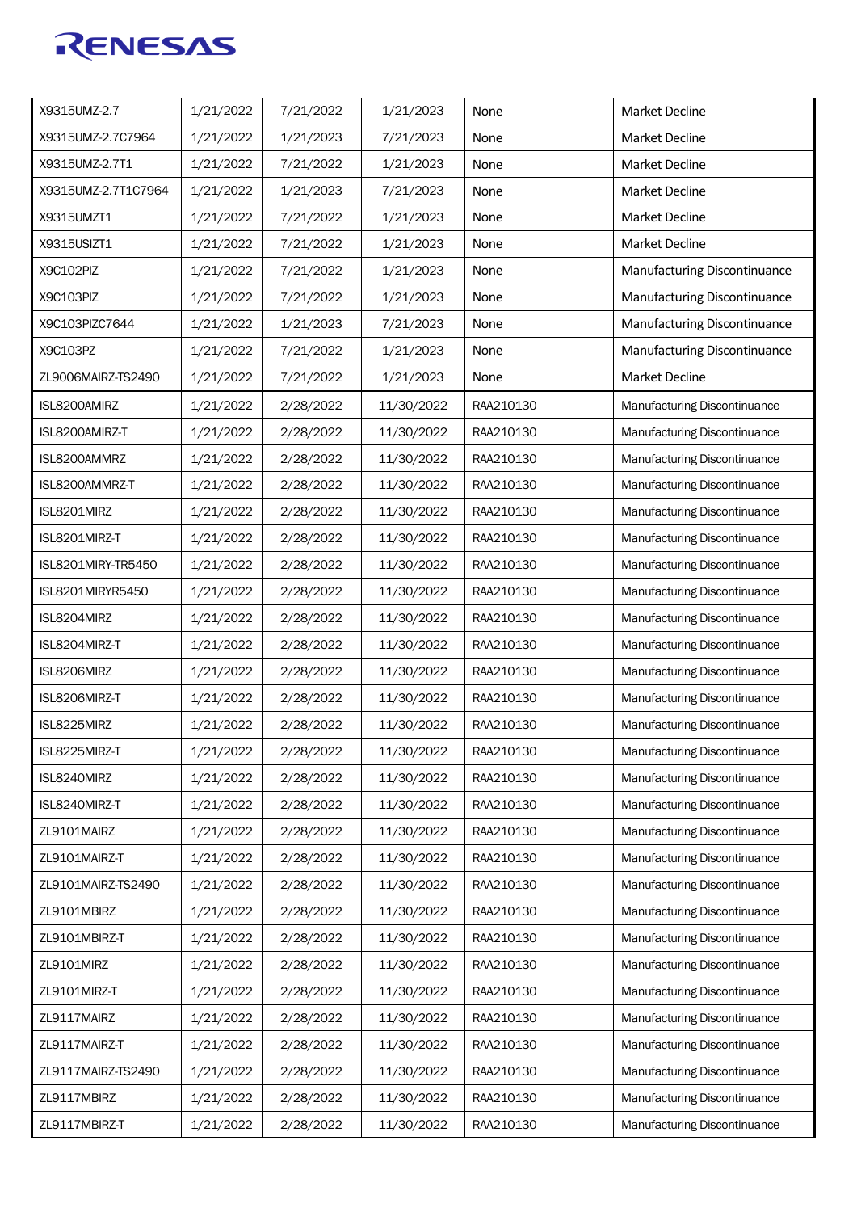| | | | | | |
|---|---|---|---|---|---|
| X9315UMZ-2.7 | 1/21/2022 | 7/21/2022 | 1/21/2023 | None | Market Decline |
| X9315UMZ-2.7C7964 | 1/21/2022 | 1/21/2023 | 7/21/2023 | None | Market Decline |
| X9315UMZ-2.7T1 | 1/21/2022 | 7/21/2022 | 1/21/2023 | None | Market Decline |
| X9315UMZ-2.7T1C7964 | 1/21/2022 | 1/21/2023 | 7/21/2023 | None | Market Decline |
| X9315UMZT1 | 1/21/2022 | 7/21/2022 | 1/21/2023 | None | Market Decline |
| X9315USIZT1 | 1/21/2022 | 7/21/2022 | 1/21/2023 | None | Market Decline |
| X9C102PIZ | 1/21/2022 | 7/21/2022 | 1/21/2023 | None | Manufacturing Discontinuance |
| X9C103PIZ | 1/21/2022 | 7/21/2022 | 1/21/2023 | None | Manufacturing Discontinuance |
| X9C103PIZC7644 | 1/21/2022 | 1/21/2023 | 7/21/2023 | None | Manufacturing Discontinuance |
| X9C103PZ | 1/21/2022 | 7/21/2022 | 1/21/2023 | None | Manufacturing Discontinuance |
| ZL9006MAIRZ-TS2490 | 1/21/2022 | 7/21/2022 | 1/21/2023 | None | Market Decline |
| ISL8200AMIRZ | 1/21/2022 | 2/28/2022 | 11/30/2022 | RAA210130 | Manufacturing Discontinuance |
| ISL8200AMIRZ-T | 1/21/2022 | 2/28/2022 | 11/30/2022 | RAA210130 | Manufacturing Discontinuance |
| ISL8200AMMRZ | 1/21/2022 | 2/28/2022 | 11/30/2022 | RAA210130 | Manufacturing Discontinuance |
| ISL8200AMMRZ-T | 1/21/2022 | 2/28/2022 | 11/30/2022 | RAA210130 | Manufacturing Discontinuance |
| ISL8201MIRZ | 1/21/2022 | 2/28/2022 | 11/30/2022 | RAA210130 | Manufacturing Discontinuance |
| ISL8201MIRZ-T | 1/21/2022 | 2/28/2022 | 11/30/2022 | RAA210130 | Manufacturing Discontinuance |
| ISL8201MIRY-TR5450 | 1/21/2022 | 2/28/2022 | 11/30/2022 | RAA210130 | Manufacturing Discontinuance |
| ISL8201MIRYR5450 | 1/21/2022 | 2/28/2022 | 11/30/2022 | RAA210130 | Manufacturing Discontinuance |
| ISL8204MIRZ | 1/21/2022 | 2/28/2022 | 11/30/2022 | RAA210130 | Manufacturing Discontinuance |
| ISL8204MIRZ-T | 1/21/2022 | 2/28/2022 | 11/30/2022 | RAA210130 | Manufacturing Discontinuance |
| ISL8206MIRZ | 1/21/2022 | 2/28/2022 | 11/30/2022 | RAA210130 | Manufacturing Discontinuance |
| ISL8206MIRZ-T | 1/21/2022 | 2/28/2022 | 11/30/2022 | RAA210130 | Manufacturing Discontinuance |
| ISL8225MIRZ | 1/21/2022 | 2/28/2022 | 11/30/2022 | RAA210130 | Manufacturing Discontinuance |
| ISL8225MIRZ-T | 1/21/2022 | 2/28/2022 | 11/30/2022 | RAA210130 | Manufacturing Discontinuance |
| ISL8240MIRZ | 1/21/2022 | 2/28/2022 | 11/30/2022 | RAA210130 | Manufacturing Discontinuance |
| ISL8240MIRZ-T | 1/21/2022 | 2/28/2022 | 11/30/2022 | RAA210130 | Manufacturing Discontinuance |
| ZL9101MAIRZ | 1/21/2022 | 2/28/2022 | 11/30/2022 | RAA210130 | Manufacturing Discontinuance |
| ZL9101MAIRZ-T | 1/21/2022 | 2/28/2022 | 11/30/2022 | RAA210130 | Manufacturing Discontinuance |
| ZL9101MAIRZ-TS2490 | 1/21/2022 | 2/28/2022 | 11/30/2022 | RAA210130 | Manufacturing Discontinuance |
| ZL9101MBIRZ | 1/21/2022 | 2/28/2022 | 11/30/2022 | RAA210130 | Manufacturing Discontinuance |
| ZL9101MBIRZ-T | 1/21/2022 | 2/28/2022 | 11/30/2022 | RAA210130 | Manufacturing Discontinuance |
| ZL9101MIRZ | 1/21/2022 | 2/28/2022 | 11/30/2022 | RAA210130 | Manufacturing Discontinuance |
| ZL9101MIRZ-T | 1/21/2022 | 2/28/2022 | 11/30/2022 | RAA210130 | Manufacturing Discontinuance |
| ZL9117MAIRZ | 1/21/2022 | 2/28/2022 | 11/30/2022 | RAA210130 | Manufacturing Discontinuance |
| ZL9117MAIRZ-T | 1/21/2022 | 2/28/2022 | 11/30/2022 | RAA210130 | Manufacturing Discontinuance |
| ZL9117MAIRZ-TS2490 | 1/21/2022 | 2/28/2022 | 11/30/2022 | RAA210130 | Manufacturing Discontinuance |
| ZL9117MBIRZ | 1/21/2022 | 2/28/2022 | 11/30/2022 | RAA210130 | Manufacturing Discontinuance |
| ZL9117MBIRZ-T | 1/21/2022 | 2/28/2022 | 11/30/2022 | RAA210130 | Manufacturing Discontinuance |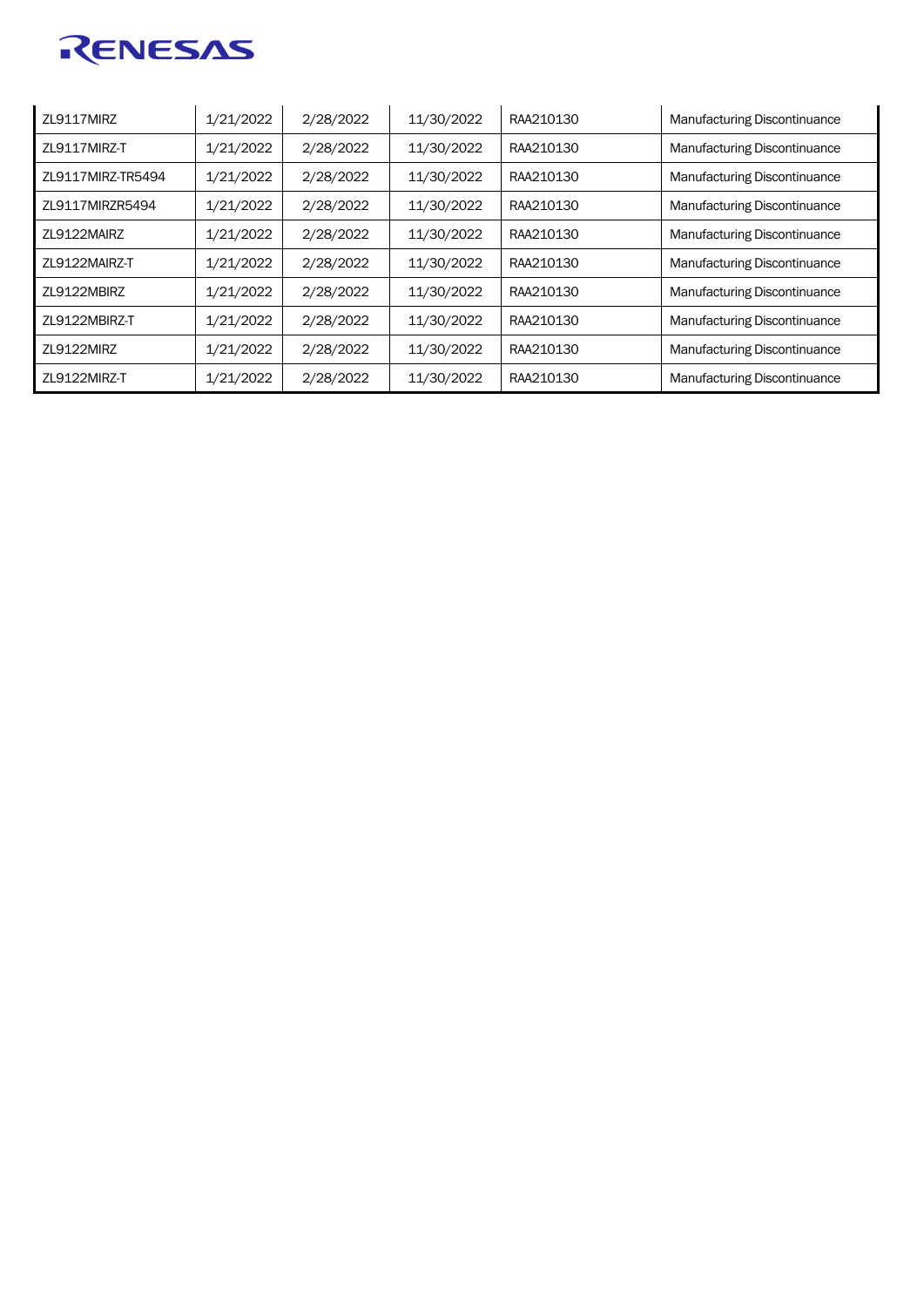| | | | | | |
|---|---|---|---|---|---|
| ZL9117MIRZ | 1/21/2022 | 2/28/2022 | 11/30/2022 | RAA210130 | Manufacturing Discontinuance |
| ZL9117MIRZ-T | 1/21/2022 | 2/28/2022 | 11/30/2022 | RAA210130 | Manufacturing Discontinuance |
| ZL9117MIRZ-TR5494 | 1/21/2022 | 2/28/2022 | 11/30/2022 | RAA210130 | Manufacturing Discontinuance |
| ZL9117MIRZR5494 | 1/21/2022 | 2/28/2022 | 11/30/2022 | RAA210130 | Manufacturing Discontinuance |
| ZL9122MAIRZ | 1/21/2022 | 2/28/2022 | 11/30/2022 | RAA210130 | Manufacturing Discontinuance |
| ZL9122MAIRZ-T | 1/21/2022 | 2/28/2022 | 11/30/2022 | RAA210130 | Manufacturing Discontinuance |
| ZL9122MBIRZ | 1/21/2022 | 2/28/2022 | 11/30/2022 | RAA210130 | Manufacturing Discontinuance |
| ZL9122MBIRZ-T | 1/21/2022 | 2/28/2022 | 11/30/2022 | RAA210130 | Manufacturing Discontinuance |
| ZL9122MIRZ | 1/21/2022 | 2/28/2022 | 11/30/2022 | RAA210130 | Manufacturing Discontinuance |
| ZL9122MIRZ-T | 1/21/2022 | 2/28/2022 | 11/30/2022 | RAA210130 | Manufacturing Discontinuance |